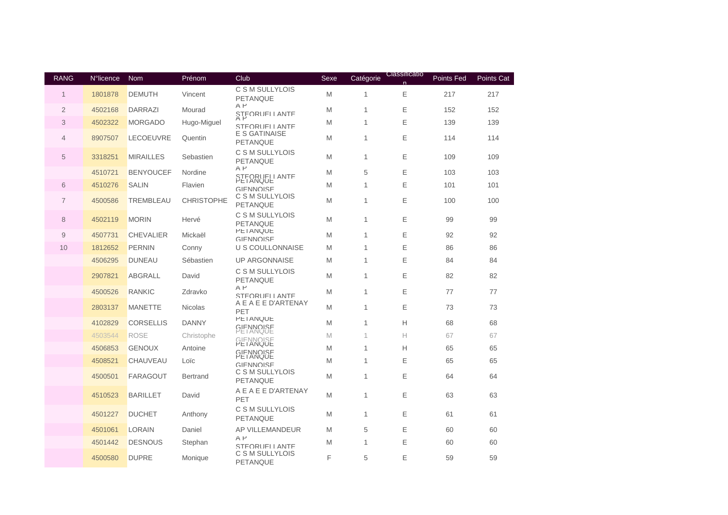| RANG | N°licence | Nom | Prénom | Club | Sexe | Catégorie | Classification | Points Fed | Points Cat |
|---|---|---|---|---|---|---|---|---|---|
| 1 | 1801878 | DEMUTH | Vincent | C S M SULLYLOIS PETANQUE | M | 1 | E | 217 | 217 |
| 2 | 4502168 | DARRAZI | Mourad | A P STEORUELLANTE | M | 1 | E | 152 | 152 |
| 3 | 4502322 | MORGADO | Hugo-Miguel | A P STEORUELLANTE | M | 1 | E | 139 | 139 |
| 4 | 8907507 | LECOEUVRE | Quentin | E S GATINAISE PETANQUE | M | 1 | E | 114 | 114 |
| 5 | 3318251 | MIRAILLES | Sebastien | C S M SULLYLOIS PETANQUE | M | 1 | E | 109 | 109 |
| | 4510721 | BENYOUCEF | Nordine | A P STEORUELLANTE | M | 5 | E | 103 | 103 |
| 6 | 4510276 | SALIN | Flavien | PETANQUE GIENNOISE | M | 1 | E | 101 | 101 |
| 7 | 4500586 | TREMBLEAU | CHRISTOPHE | C S M SULLYLOIS PETANQUE | M | 1 | E | 100 | 100 |
| 8 | 4502119 | MORIN | Hervé | C S M SULLYLOIS PETANQUE | M | 1 | E | 99 | 99 |
| 9 | 4507731 | CHEVALIER | Mickaël | PETANQUE GIENNOISE | M | 1 | E | 92 | 92 |
| 10 | 1812652 | PERNIN | Conny | U S COULLONNAISE | M | 1 | E | 86 | 86 |
| | 4506295 | DUNEAU | Sébastien | UP ARGONNAISE | M | 1 | E | 84 | 84 |
| | 2907821 | ABGRALL | David | C S M SULLYLOIS PETANQUE | M | 1 | E | 82 | 82 |
| | 4500526 | RANKIC | Zdravko | A P STEORUELLANTE | M | 1 | E | 77 | 77 |
| | 2803137 | MANETTE | Nicolas | A E A E E D'ARTENAY PET | M | 1 | E | 73 | 73 |
| | 4102829 | CORSELLIS | DANNY | PETANQUE GIENNOISE | M | 1 | H | 68 | 68 |
| | 4503544 | ROSE | Christophe | PETANQUE GIENNOISE | M | 1 | H | 67 | 67 |
| | 4506853 | GENOUX | Antoine | PETANQUE GIENNOISE | M | 1 | H | 65 | 65 |
| | 4508521 | CHAUVEAU | Loïc | PETANQUE GIENNOISE | M | 1 | E | 65 | 65 |
| | 4500501 | FARAGOUT | Bertrand | C S M SULLYLOIS PETANQUE | M | 1 | E | 64 | 64 |
| | 4510523 | BARILLET | David | A E A E E D'ARTENAY PET | M | 1 | E | 63 | 63 |
| | 4501227 | DUCHET | Anthony | C S M SULLYLOIS PETANQUE | M | 1 | E | 61 | 61 |
| | 4501061 | LORAIN | Daniel | AP VILLEMANDEUR | M | 5 | E | 60 | 60 |
| | 4501442 | DESNOUS | Stephan | A P STEORUELLANTE | M | 1 | E | 60 | 60 |
| | 4500580 | DUPRE | Monique | C S M SULLYLOIS PETANQUE | F | 5 | E | 59 | 59 |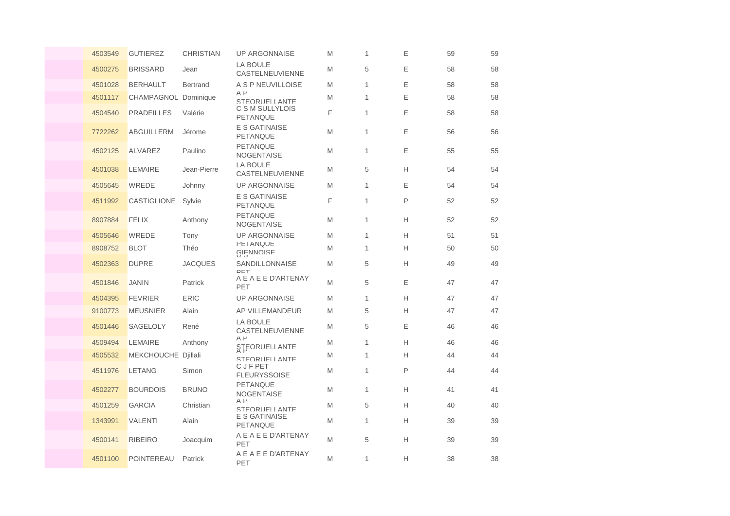| | | | | | | | | | |
|---|---|---|---|---|---|---|---|---|---|
| | 4503549 | GUTIEREZ | CHRISTIAN | UP ARGONNAISE | M | 1 | E | 59 | 59 |
| | 4500275 | BRISSARD | Jean | LA BOULE CASTELNEUVIENNE | M | 5 | E | 58 | 58 |
| | 4501028 | BERHAULT | Bertrand | A S P NEUVILLOISE | M | 1 | E | 58 | 58 |
| | 4501117 | CHAMPAGNOL | Dominique | A P STEORUELLANTE | M | 1 | E | 58 | 58 |
| | 4504540 | PRADEILLES | Valérie | C S M SULLYLOIS PETANQUE | F | 1 | E | 58 | 58 |
| | 7722262 | ABGUILLERM | Jérome | E S GATINAISE PETANQUE | M | 1 | E | 56 | 56 |
| | 4502125 | ALVAREZ | Paulino | PETANQUE NOGENTAISE | M | 1 | E | 55 | 55 |
| | 4501038 | LEMAIRE | Jean-Pierre | LA BOULE CASTELNEUVIENNE | M | 5 | H | 54 | 54 |
| | 4505645 | WREDE | Johnny | UP ARGONNAISE | M | 1 | E | 54 | 54 |
| | 4511992 | CASTIGLIONE | Sylvie | E S GATINAISE PETANQUE | F | 1 | P | 52 | 52 |
| | 8907884 | FELIX | Anthony | PETANQUE NOGENTAISE | M | 1 | H | 52 | 52 |
| | 4505646 | WREDE | Tony | UP ARGONNAISE | M | 1 | H | 51 | 51 |
| | 8908752 | BLOT | Théo | PETANQUE GIENNOISE | M | 1 | H | 50 | 50 |
| | 4502363 | DUPRE | JACQUES | U S SANDILLONNAISE PET | M | 5 | H | 49 | 49 |
| | 4501846 | JANIN | Patrick | A E A E E D'ARTENAY PET | M | 5 | E | 47 | 47 |
| | 4504395 | FEVRIER | ERIC | UP ARGONNAISE | M | 1 | H | 47 | 47 |
| | 9100773 | MEUSNIER | Alain | AP VILLEMANDEUR | M | 5 | H | 47 | 47 |
| | 4501446 | SAGELOLY | René | LA BOULE CASTELNEUVIENNE | M | 5 | E | 46 | 46 |
| | 4509494 | LEMAIRE | Anthony | A P STEORUELLANTE | M | 1 | H | 46 | 46 |
| | 4505532 | MEKCHOUCHE | Djillali | A P STEORUELLANTE | M | 1 | H | 44 | 44 |
| | 4511976 | LETANG | Simon | C J F PET FLEURYSSOISE | M | 1 | P | 44 | 44 |
| | 4502277 | BOURDOIS | BRUNO | PETANQUE NOGENTAISE | M | 1 | H | 41 | 41 |
| | 4501259 | GARCIA | Christian | A P STEORUELLANTE | M | 5 | H | 40 | 40 |
| | 1343991 | VALENTI | Alain | E S GATINAISE PETANQUE | M | 1 | H | 39 | 39 |
| | 4500141 | RIBEIRO | Joacquim | A E A E E D'ARTENAY PET | M | 5 | H | 39 | 39 |
| | 4501100 | POINTEREAU | Patrick | A E A E E D'ARTENAY PET | M | 1 | H | 38 | 38 |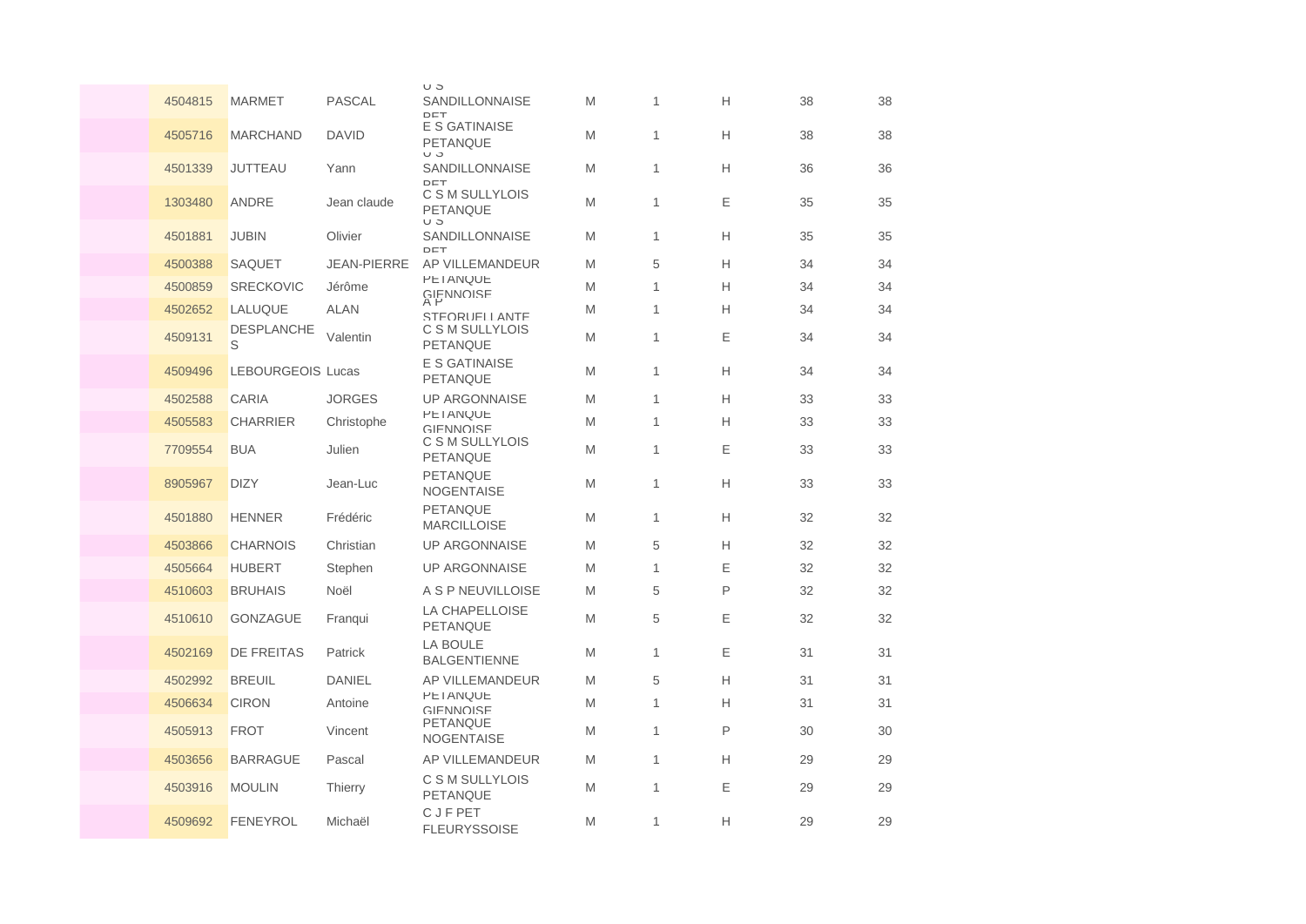|  |  |  |  |  |  |  |  |  |
|---|---|---|---|---|---|---|---|---|
| 4504815 | MARMET | PASCAL | U S SANDILLONNAISE PET | M | 1 | H | 38 | 38 |
| 4505716 | MARCHAND | DAVID | E S GATINAISE PETANQUE | M | 1 | H | 38 | 38 |
| 4501339 | JUTTEAU | Yann | U S SANDILLONNAISE PET | M | 1 | H | 36 | 36 |
| 1303480 | ANDRE | Jean claude | C S M SULLYLOIS PETANQUE | M | 1 | E | 35 | 35 |
| 4501881 | JUBIN | Olivier | U S SANDILLONNAISE PET | M | 1 | H | 35 | 35 |
| 4500388 | SAQUET | JEAN-PIERRE | AP VILLEMANDEUR | M | 5 | H | 34 | 34 |
| 4500859 | SRECKOVIC | Jérôme | PETANQUE GIENNOISE | M | 1 | H | 34 | 34 |
| 4502652 | LALUQUE | ALAN | A P STEORUELLANTE | M | 1 | H | 34 | 34 |
| 4509131 | DESPLANCHES | Valentin | C S M SULLYLOIS PETANQUE | M | 1 | E | 34 | 34 |
| 4509496 | LEBOURGEOIS | Lucas | E S GATINAISE PETANQUE | M | 1 | H | 34 | 34 |
| 4502588 | CARIA | JORGES | UP ARGONNAISE | M | 1 | H | 33 | 33 |
| 4505583 | CHARRIER | Christophe | PETANQUE GIENNOISE | M | 1 | H | 33 | 33 |
| 7709554 | BUA | Julien | C S M SULLYLOIS PETANQUE | M | 1 | E | 33 | 33 |
| 8905967 | DIZY | Jean-Luc | PETANQUE NOGENTAISE | M | 1 | H | 33 | 33 |
| 4501880 | HENNER | Frédéric | PETANQUE MARCILLOISE | M | 1 | H | 32 | 32 |
| 4503866 | CHARNOIS | Christian | UP ARGONNAISE | M | 5 | H | 32 | 32 |
| 4505664 | HUBERT | Stephen | UP ARGONNAISE | M | 1 | E | 32 | 32 |
| 4510603 | BRUHAIS | Noël | A S P NEUVILLOISE | M | 5 | P | 32 | 32 |
| 4510610 | GONZAGUE | Franqui | LA CHAPELLOISE PETANQUE | M | 5 | E | 32 | 32 |
| 4502169 | DE FREITAS | Patrick | LA BOULE BALGENTIENNE | M | 1 | E | 31 | 31 |
| 4502992 | BREUIL | DANIEL | AP VILLEMANDEUR | M | 5 | H | 31 | 31 |
| 4506634 | CIRON | Antoine | PETANQUE GIENNOISE | M | 1 | H | 31 | 31 |
| 4505913 | FROT | Vincent | PETANQUE NOGENTAISE | M | 1 | P | 30 | 30 |
| 4503656 | BARRAGUE | Pascal | AP VILLEMANDEUR | M | 1 | H | 29 | 29 |
| 4503916 | MOULIN | Thierry | C S M SULLYLOIS PETANQUE | M | 1 | E | 29 | 29 |
| 4509692 | FENEYROL | Michaël | C J F PET FLEURYSSOISE | M | 1 | H | 29 | 29 |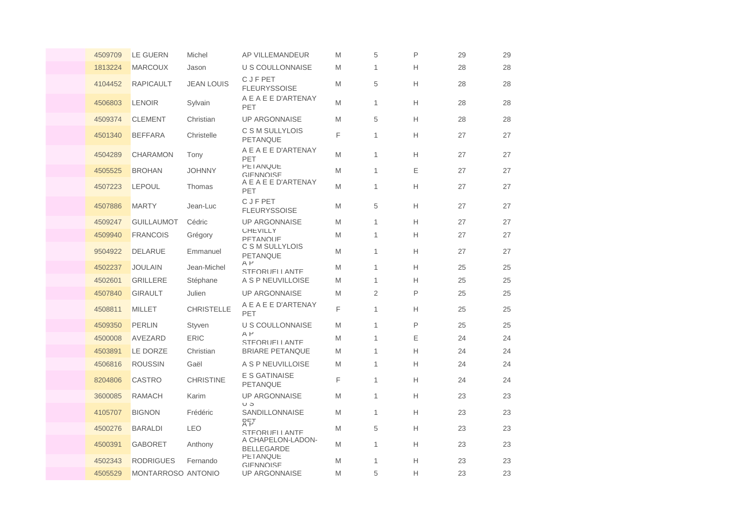| | | | | | | | | |
|---|---|---|---|---|---|---|---|---|
| 4509709 | LE GUERN | Michel | AP VILLEMANDEUR | M | 5 | P | 29 | 29 |
| 1813224 | MARCOUX | Jason | U S COULLONNAISE | M | 1 | H | 28 | 28 |
| 4104452 | RAPICAULT | JEAN LOUIS | C J F PET FLEURYSSOISE | M | 5 | H | 28 | 28 |
| 4506803 | LENOIR | Sylvain | A E A E E D'ARTENAY PET | M | 1 | H | 28 | 28 |
| 4509374 | CLEMENT | Christian | UP ARGONNAISE | M | 5 | H | 28 | 28 |
| 4501340 | BEFFARA | Christelle | C S M SULLYLOIS PETANQUE | F | 1 | H | 27 | 27 |
| 4504289 | CHARAMON | Tony | A E A E E D'ARTENAY PET | M | 1 | H | 27 | 27 |
| 4505525 | BROHAN | JOHNNY | PETANQUE GIENNOISE | M | 1 | E | 27 | 27 |
| 4507223 | LEPOUL | Thomas | A E A E E D'ARTENAY PET | M | 1 | H | 27 | 27 |
| 4507886 | MARTY | Jean-Luc | C J F PET FLEURYSSOISE | M | 5 | H | 27 | 27 |
| 4509247 | GUILLAUMOT | Cédric | UP ARGONNAISE | M | 1 | H | 27 | 27 |
| 4509940 | FRANCOIS | Grégory | CHEVILLY PETANQUE | M | 1 | H | 27 | 27 |
| 9504922 | DELARUE | Emmanuel | C S M SULLYLOIS PETANQUE | M | 1 | H | 27 | 27 |
| 4502237 | JOULAIN | Jean-Michel | A P STEORUELLANTE | M | 1 | H | 25 | 25 |
| 4502601 | GRILLERE | Stéphane | A S P NEUVILLOISE | M | 1 | H | 25 | 25 |
| 4507840 | GIRAULT | Julien | UP ARGONNAISE | M | 2 | P | 25 | 25 |
| 4508811 | MILLET | CHRISTELLE | A E A E E D'ARTENAY PET | F | 1 | H | 25 | 25 |
| 4509350 | PERLIN | Styven | U S COULLONNAISE | M | 1 | P | 25 | 25 |
| 4500008 | AVEZARD | ERIC | A P STEORUELLANTE | M | 1 | E | 24 | 24 |
| 4503891 | LE DORZE | Christian | BRIARE PETANQUE | M | 1 | H | 24 | 24 |
| 4506816 | ROUSSIN | Gaël | A S P NEUVILLOISE | M | 1 | H | 24 | 24 |
| 8204806 | CASTRO | CHRISTINE | E S GATINAISE PETANQUE | F | 1 | H | 24 | 24 |
| 3600085 | RAMACH | Karim | UP ARGONNAISE | M | 1 | H | 23 | 23 |
| 4105707 | BIGNON | Frédéric | U S SANDILLONNAISE PET | M | 1 | H | 23 | 23 |
| 4500276 | BARALDI | LEO | A P STEORUELLANTE | M | 5 | H | 23 | 23 |
| 4500391 | GABORET | Anthony | A CHAPELON-LADON-BELLEGARDE | M | 1 | H | 23 | 23 |
| 4502343 | RODRIGUES | Fernando | PETANQUE GIENNOISE | M | 1 | H | 23 | 23 |
| 4505529 | MONTARROSO | ANTONIO | UP ARGONNAISE | M | 5 | H | 23 | 23 |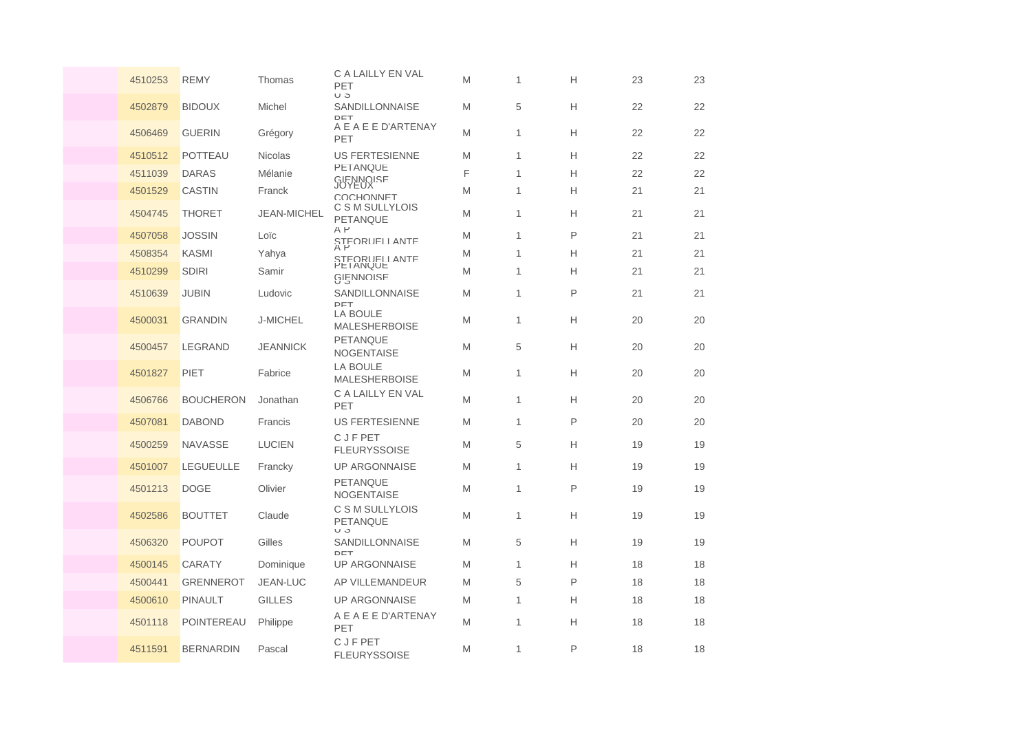| | | | | | | | | |
|---|---|---|---|---|---|---|---|---|
| | 4510253 | REMY | Thomas | C A LAILLY EN VAL PET | M | 1 | H | 23 | 23 |
| | 4502879 | BIDOUX | Michel | U S SANDILLONNAISE PET | M | 5 | H | 22 | 22 |
| | 4506469 | GUERIN | Grégory | A E A E E D'ARTENAY PET | M | 1 | H | 22 | 22 |
| | 4510512 | POTTEAU | Nicolas | US FERTESIENNE | M | 1 | H | 22 | 22 |
| | 4511039 | DARAS | Mélanie | PETANQUE GIENNOISE | F | 1 | H | 22 | 22 |
| | 4501529 | CASTIN | Franck | JOYEUX COCHONNET | M | 1 | H | 21 | 21 |
| | 4504745 | THORET | JEAN-MICHEL | C S M SULLYLOIS PETANQUE | M | 1 | H | 21 | 21 |
| | 4507058 | JOSSIN | Loïc | A P STEORUELLANTE | M | 1 | P | 21 | 21 |
| | 4508354 | KASMI | Yahya | A P STEORUELLANTE | M | 1 | H | 21 | 21 |
| | 4510299 | SDIRI | Samir | PETANQUE GIENNOISE | M | 1 | H | 21 | 21 |
| | 4510639 | JUBIN | Ludovic | U S SANDILLONNAISE PET | M | 1 | P | 21 | 21 |
| | 4500031 | GRANDIN | J-MICHEL | LA BOULE MALESHERBOISE | M | 1 | H | 20 | 20 |
| | 4500457 | LEGRAND | JEANNICK | PETANQUE NOGENTAISE | M | 5 | H | 20 | 20 |
| | 4501827 | PIET | Fabrice | LA BOULE MALESHERBOISE | M | 1 | H | 20 | 20 |
| | 4506766 | BOUCHERON | Jonathan | C A LAILLY EN VAL PET | M | 1 | H | 20 | 20 |
| | 4507081 | DABOND | Francis | US FERTESIENNE | M | 1 | P | 20 | 20 |
| | 4500259 | NAVASSE | LUCIEN | C J F PET FLEURYSSOISE | M | 5 | H | 19 | 19 |
| | 4501007 | LEGUEULLE | Francky | UP ARGONNAISE | M | 1 | H | 19 | 19 |
| | 4501213 | DOGE | Olivier | PETANQUE NOGENTAISE | M | 1 | P | 19 | 19 |
| | 4502586 | BOUTTET | Claude | C S M SULLYLOIS PETANQUE | M | 1 | H | 19 | 19 |
| | 4506320 | POUPOT | Gilles | U S SANDILLONNAISE PET | M | 5 | H | 19 | 19 |
| | 4500145 | CARATY | Dominique | UP ARGONNAISE | M | 1 | H | 18 | 18 |
| | 4500441 | GRENNEROT | JEAN-LUC | AP VILLEMANDEUR | M | 5 | P | 18 | 18 |
| | 4500610 | PINAULT | GILLES | UP ARGONNAISE | M | 1 | H | 18 | 18 |
| | 4501118 | POINTEREAU | Philippe | A E A E E D'ARTENAY PET | M | 1 | H | 18 | 18 |
| | 4511591 | BERNARDIN | Pascal | C J F PET FLEURYSSOISE | M | 1 | P | 18 | 18 |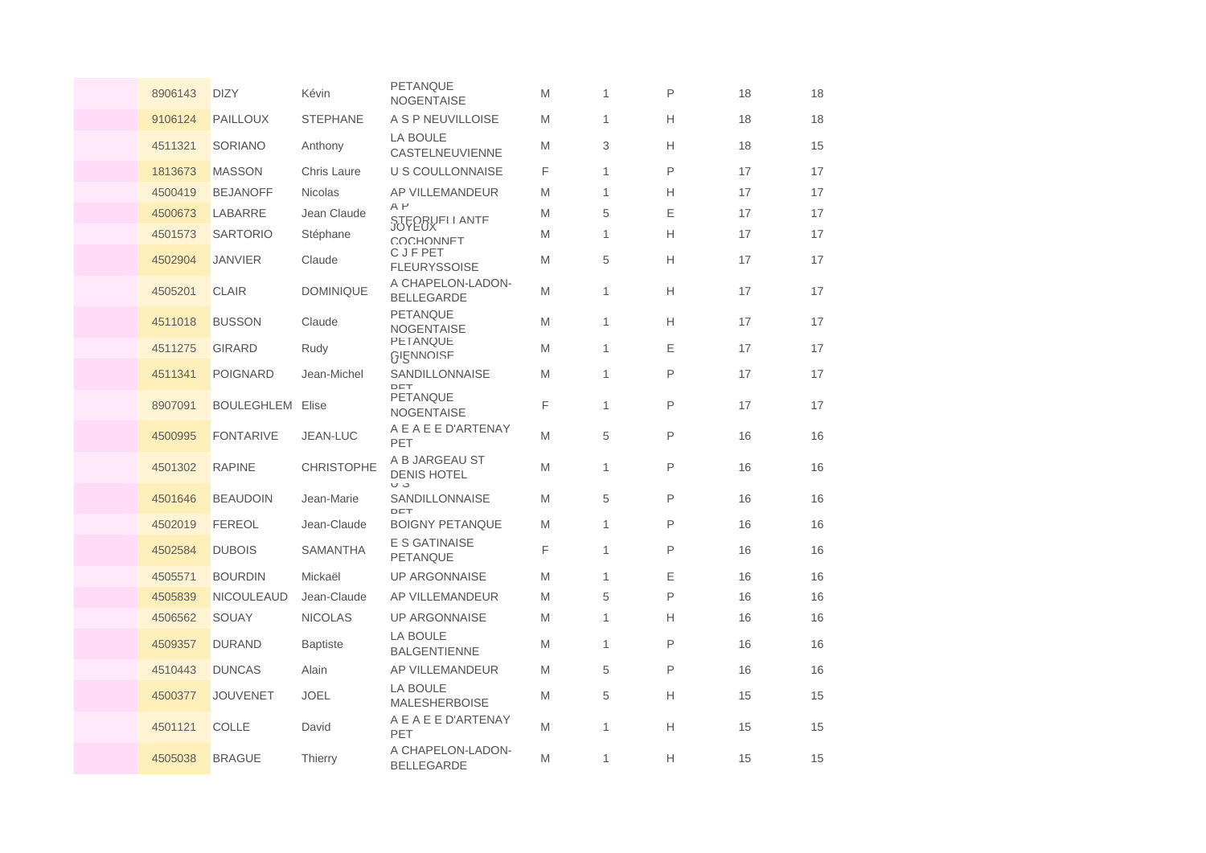| | | | | | | | | |
|---|---|---|---|---|---|---|---|---|
| | 8906143 | DIZY | Kévin | PETANQUE NOGENTAISE | M | 1 | P | 18 | 18 |
| | 9106124 | PAILLOUX | STEPHANE | A S P NEUVILLOISE | M | 1 | H | 18 | 18 |
| | 4511321 | SORIANO | Anthony | LA BOULE CASTELNEUVIENNE | M | 3 | H | 18 | 15 |
| | 1813673 | MASSON | Chris Laure | U S COULLONNAISE | F | 1 | P | 17 | 17 |
| | 4500419 | BEJANOFF | Nicolas | AP VILLEMANDEUR | M | 1 | H | 17 | 17 |
| | 4500673 | LABARRE | Jean Claude | A P STEORUELLANTE | M | 5 | E | 17 | 17 |
| | 4501573 | SARTORIO | Stéphane | JOYEUX COCHONNET | M | 1 | H | 17 | 17 |
| | 4502904 | JANVIER | Claude | C J F PET FLEURYSSOISE | M | 5 | H | 17 | 17 |
| | 4505201 | CLAIR | DOMINIQUE | A CHAPELON-LADON-BELLEGARDE | M | 1 | H | 17 | 17 |
| | 4511018 | BUSSON | Claude | PETANQUE NOGENTAISE | M | 1 | H | 17 | 17 |
| | 4511275 | GIRARD | Rudy | PETANQUE GIENNOISE | M | 1 | E | 17 | 17 |
| | 4511341 | POIGNARD | Jean-Michel | U S SANDILLONNAISE PET | M | 1 | P | 17 | 17 |
| | 8907091 | BOULEGHLEM | Elise | PETANQUE NOGENTAISE | F | 1 | P | 17 | 17 |
| | 4500995 | FONTARIVE | JEAN-LUC | A E A E E D'ARTENAY PET | M | 5 | P | 16 | 16 |
| | 4501302 | RAPINE | CHRISTOPHE | A B JARGEAU ST DENIS HOTEL | M | 1 | P | 16 | 16 |
| | 4501646 | BEAUDOIN | Jean-Marie | U S SANDILLONNAISE PET | M | 5 | P | 16 | 16 |
| | 4502019 | FEREOL | Jean-Claude | BOIGNY PETANQUE | M | 1 | P | 16 | 16 |
| | 4502584 | DUBOIS | SAMANTHA | E S GATINAISE PETANQUE | F | 1 | P | 16 | 16 |
| | 4505571 | BOURDIN | Mickaël | UP ARGONNAISE | M | 1 | E | 16 | 16 |
| | 4505839 | NICOULEAUD | Jean-Claude | AP VILLEMANDEUR | M | 5 | P | 16 | 16 |
| | 4506562 | SOUAY | NICOLAS | UP ARGONNAISE | M | 1 | H | 16 | 16 |
| | 4509357 | DURAND | Baptiste | LA BOULE BALGENTIENNE | M | 1 | P | 16 | 16 |
| | 4510443 | DUNCAS | Alain | AP VILLEMANDEUR | M | 5 | P | 16 | 16 |
| | 4500377 | JOUVENET | JOEL | LA BOULE MALESHERBOISE | M | 5 | H | 15 | 15 |
| | 4501121 | COLLE | David | A E A E E D'ARTENAY PET | M | 1 | H | 15 | 15 |
| | 4505038 | BRAGUE | Thierry | A CHAPELON-LADON-BELLEGARDE | M | 1 | H | 15 | 15 |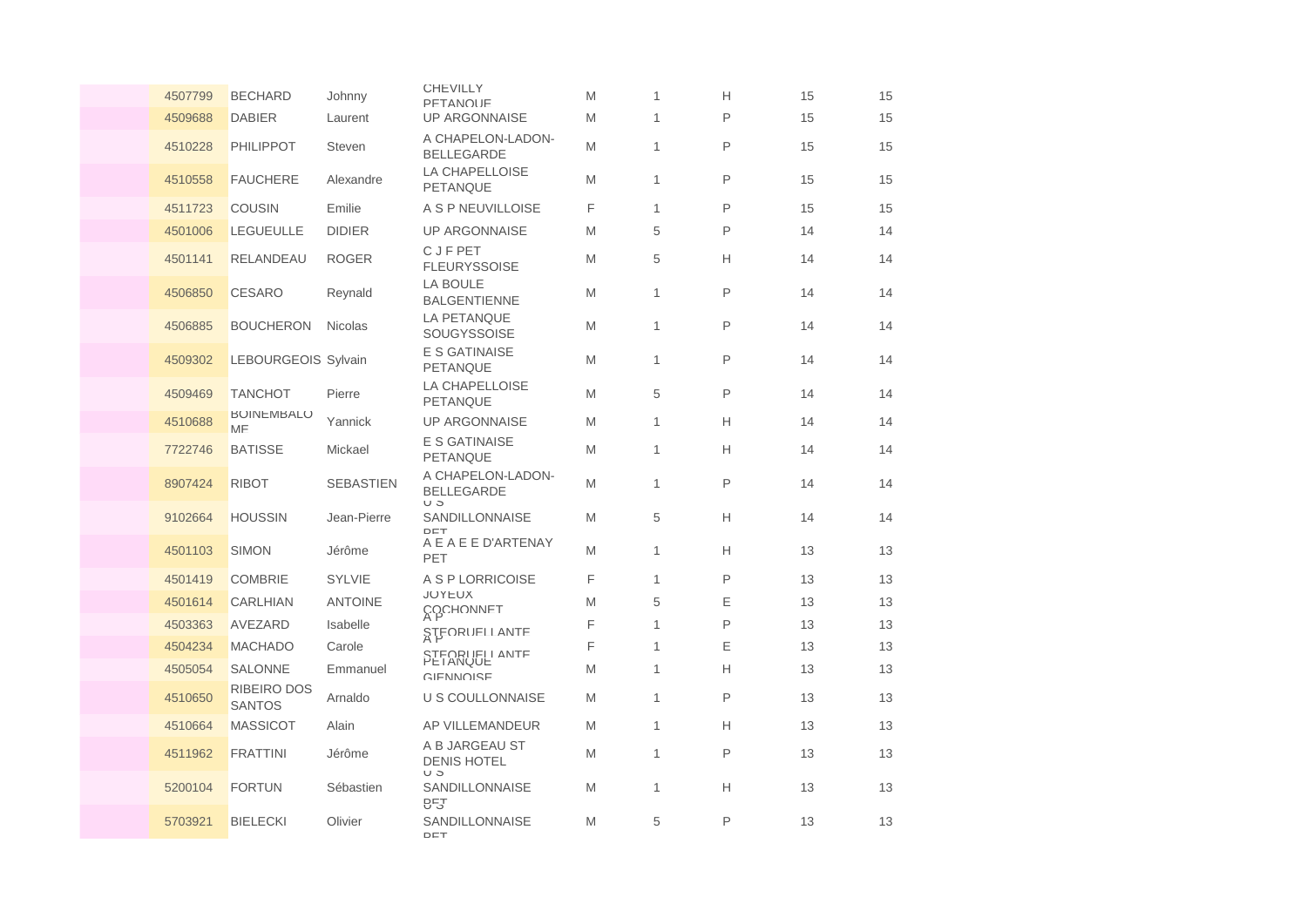|  |  |  |  |  |  |  |  |  |  |
|---|---|---|---|---|---|---|---|---|---|
|  | 4507799 | BECHARD | Johnny | CHEVILLY PETANQUE | M | 1 | H | 15 | 15 |
|  | 4509688 | DABIER | Laurent | UP ARGONNAISE | M | 1 | P | 15 | 15 |
|  | 4510228 | PHILIPPOT | Steven | A CHAPELON-LADON-BELLEGARDE | M | 1 | P | 15 | 15 |
|  | 4510558 | FAUCHERE | Alexandre | LA CHAPELLOISE PETANQUE | M | 1 | P | 15 | 15 |
|  | 4511723 | COUSIN | Emilie | A S P NEUVILLOISE | F | 1 | P | 15 | 15 |
|  | 4501006 | LEGUEULLE | DIDIER | UP ARGONNAISE | M | 5 | P | 14 | 14 |
|  | 4501141 | RELANDEAU | ROGER | C J F PET FLEURYSSOISE | M | 5 | H | 14 | 14 |
|  | 4506850 | CESARO | Reynald | LA BOULE BALGENTIENNE | M | 1 | P | 14 | 14 |
|  | 4506885 | BOUCHERON | Nicolas | LA PETANQUE SOUGYSSOISE | M | 1 | P | 14 | 14 |
|  | 4509302 | LEBOURGEOIS | Sylvain | E S GATINAISE PETANQUE | M | 1 | P | 14 | 14 |
|  | 4509469 | TANCHOT | Pierre | LA CHAPELLOISE PETANQUE | M | 5 | P | 14 | 14 |
|  | 4510688 | BOINEMBALOME | Yannick | UP ARGONNAISE | M | 1 | H | 14 | 14 |
|  | 7722746 | BATISSE | Mickael | E S GATINAISE PETANQUE | M | 1 | H | 14 | 14 |
|  | 8907424 | RIBOT | SEBASTIEN | A CHAPELON-LADON-BELLEGARDE | M | 1 | P | 14 | 14 |
|  | 9102664 | HOUSSIN | Jean-Pierre | U S SANDILLONNAISE PET | M | 5 | H | 14 | 14 |
|  | 4501103 | SIMON | Jérôme | A E A E E D'ARTENAY PET | M | 1 | H | 13 | 13 |
|  | 4501419 | COMBRIE | SYLVIE | A S P LORRICOISE | F | 1 | P | 13 | 13 |
|  | 4501614 | CARLHIAN | ANTOINE | JOYEUX COCHONNET | M | 5 | E | 13 | 13 |
|  | 4503363 | AVEZARD | Isabelle | A P STEORUELLANTE | F | 1 | P | 13 | 13 |
|  | 4504234 | MACHADO | Carole | A P STEORUELLANTE | F | 1 | E | 13 | 13 |
|  | 4505054 | SALONNE | Emmanuel | PETANQUE GIENNOISE | M | 1 | H | 13 | 13 |
|  | 4510650 | RIBEIRO DOS SANTOS | Arnaldo | U S COULLONNAISE | M | 1 | P | 13 | 13 |
|  | 4510664 | MASSICOT | Alain | AP VILLEMANDEUR | M | 1 | H | 13 | 13 |
|  | 4511962 | FRATTINI | Jérôme | A B JARGEAU ST DENIS HOTEL | M | 1 | P | 13 | 13 |
|  | 5200104 | FORTUN | Sébastien | U S SANDILLONNAISE PET | M | 1 | H | 13 | 13 |
|  | 5703921 | BIELECKI | Olivier | U S SANDILLONNAISE PET | M | 5 | P | 13 | 13 |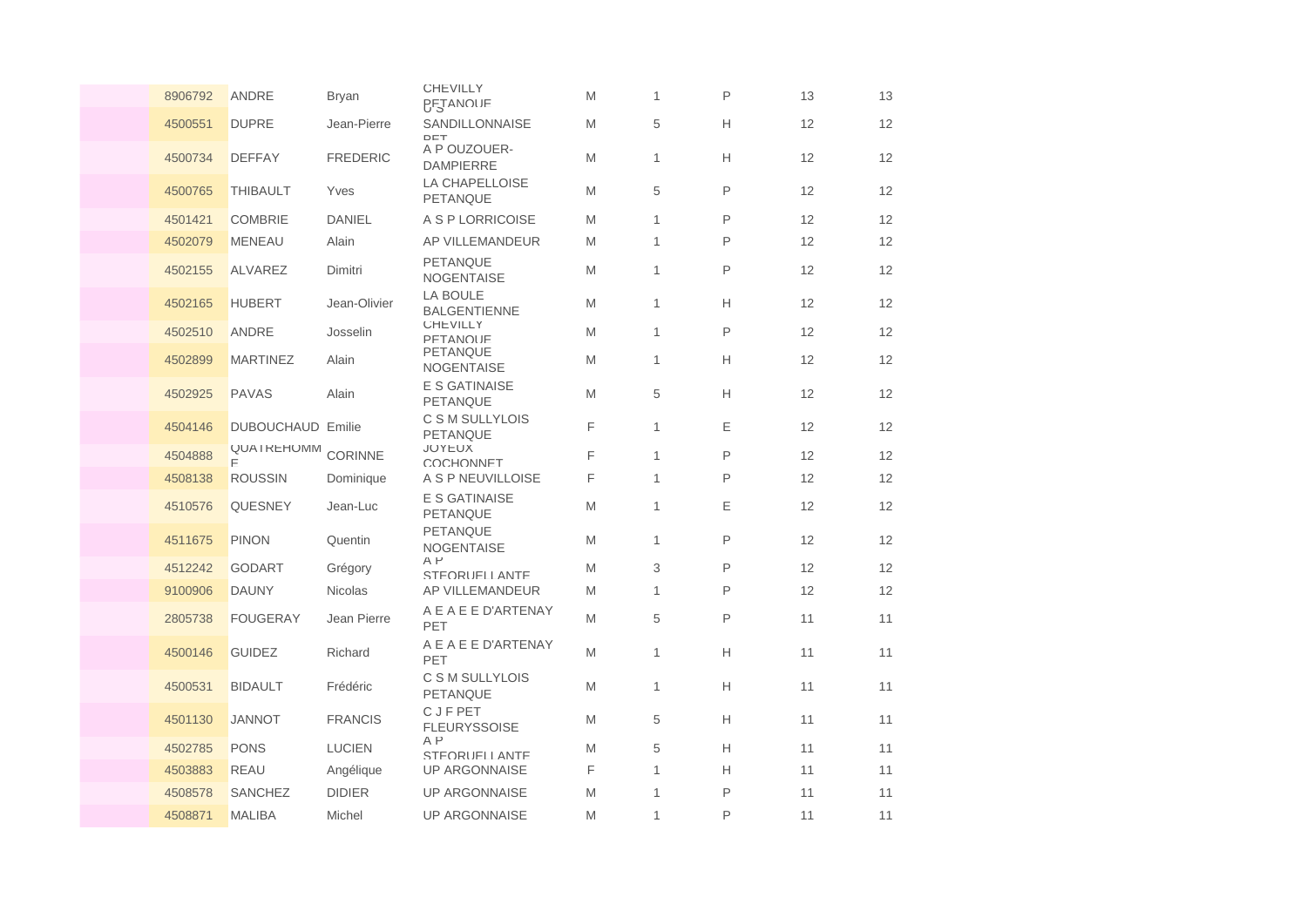| | | | | | | | | |
|---|---|---|---|---|---|---|---|---|
| 8906792 | ANDRE | Bryan | CHEVILLY PETANQUE | M | 1 | P | 13 | 13 |
| 4500551 | DUPRE | Jean-Pierre | U S SANDILLONNAISE PET | M | 5 | H | 12 | 12 |
| 4500734 | DEFFAY | FREDERIC | A P OUZOUER-DAMPIERRE | M | 1 | H | 12 | 12 |
| 4500765 | THIBAULT | Yves | LA CHAPELLOISE PETANQUE | M | 5 | P | 12 | 12 |
| 4501421 | COMBRIE | DANIEL | A S P LORRICOISE | M | 1 | P | 12 | 12 |
| 4502079 | MENEAU | Alain | AP VILLEMANDEUR | M | 1 | P | 12 | 12 |
| 4502155 | ALVAREZ | Dimitri | PETANQUE NOGENTAISE | M | 1 | P | 12 | 12 |
| 4502165 | HUBERT | Jean-Olivier | LA BOULE BALGENTIENNE | M | 1 | H | 12 | 12 |
| 4502510 | ANDRE | Josselin | CHEVILLY PETANQUE | M | 1 | P | 12 | 12 |
| 4502899 | MARTINEZ | Alain | PETANQUE NOGENTAISE | M | 1 | H | 12 | 12 |
| 4502925 | PAVAS | Alain | E S GATINAISE PETANQUE | M | 5 | H | 12 | 12 |
| 4504146 | DUBOUCHAUD | Emilie | C S M SULLYLOIS PETANQUE | F | 1 | E | 12 | 12 |
| 4504888 | QUATREHOMME | CORINNE | JOYEUX COCHONNET | F | 1 | P | 12 | 12 |
| 4508138 | ROUSSIN | Dominique | A S P NEUVILLOISE | F | 1 | P | 12 | 12 |
| 4510576 | QUESNEY | Jean-Luc | E S GATINAISE PETANQUE | M | 1 | E | 12 | 12 |
| 4511675 | PINON | Quentin | PETANQUE NOGENTAISE | M | 1 | P | 12 | 12 |
| 4512242 | GODART | Grégory | A P STEORUELLANTE | M | 3 | P | 12 | 12 |
| 9100906 | DAUNY | Nicolas | AP VILLEMANDEUR | M | 1 | P | 12 | 12 |
| 2805738 | FOUGERAY | Jean Pierre | A E A E E D'ARTENAY PET | M | 5 | P | 11 | 11 |
| 4500146 | GUIDEZ | Richard | A E A E E D'ARTENAY PET | M | 1 | H | 11 | 11 |
| 4500531 | BIDAULT | Frédéric | C S M SULLYLOIS PETANQUE | M | 1 | H | 11 | 11 |
| 4501130 | JANNOT | FRANCIS | C J F PET FLEURYSSOISE | M | 5 | H | 11 | 11 |
| 4502785 | PONS | LUCIEN | A P STEORUELLANTE | M | 5 | H | 11 | 11 |
| 4503883 | REAU | Angélique | UP ARGONNAISE | F | 1 | H | 11 | 11 |
| 4508578 | SANCHEZ | DIDIER | UP ARGONNAISE | M | 1 | P | 11 | 11 |
| 4508871 | MALIBA | Michel | UP ARGONNAISE | M | 1 | P | 11 | 11 |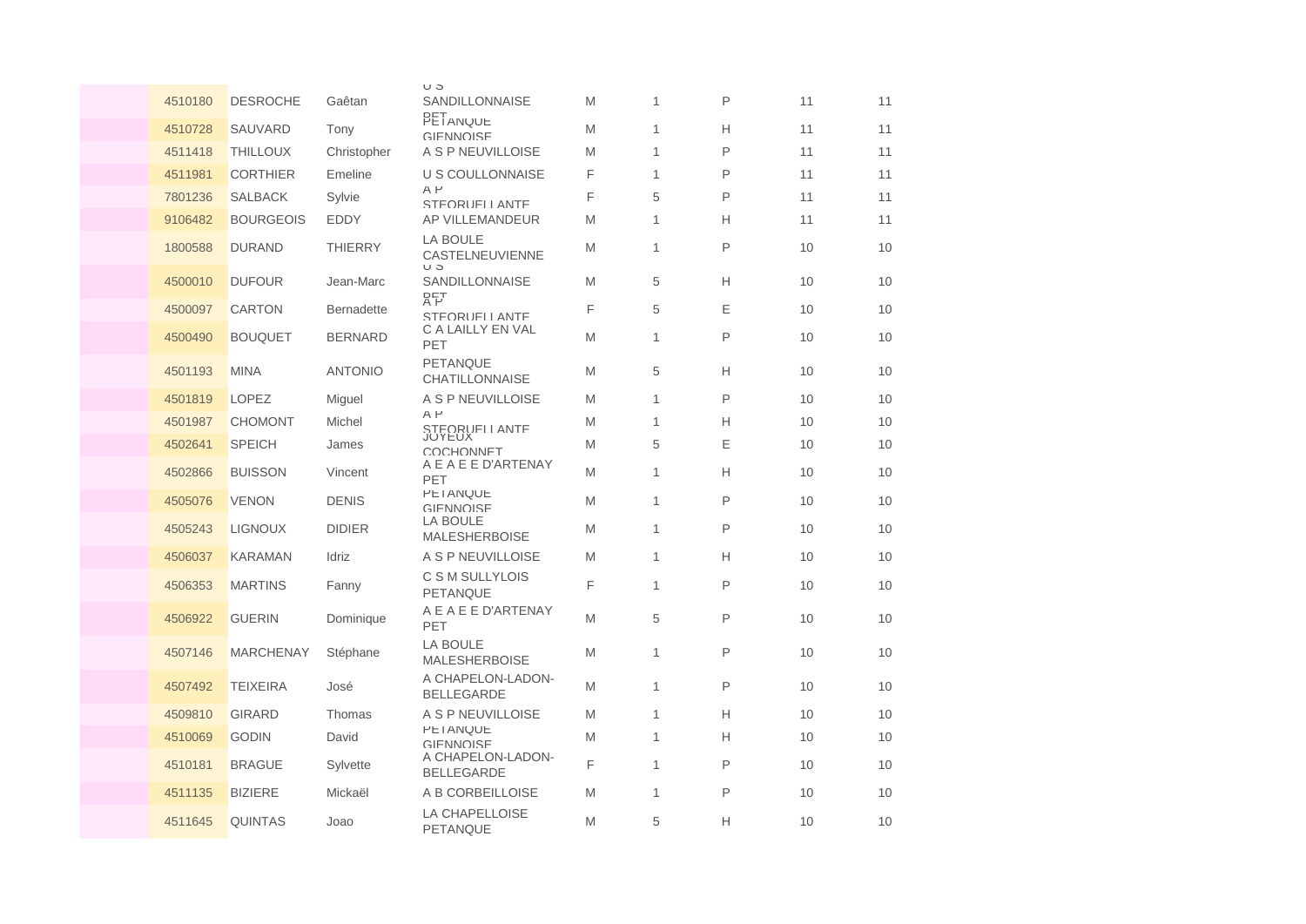| | | | | | | | | |
|---|---|---|---|---|---|---|---|---|
| 4510180 | DESROCHE | Gaêtan | U S SANDILLONNAISE PET | M | 1 | P | 11 | 11 |
| 4510728 | SAUVARD | Tony | PETANQUE GIENNOISE | M | 1 | H | 11 | 11 |
| 4511418 | THILLOUX | Christopher | A S P NEUVILLOISE | M | 1 | P | 11 | 11 |
| 4511981 | CORTHIER | Emeline | U S COULLONNAISE | F | 1 | P | 11 | 11 |
| 7801236 | SALBACK | Sylvie | A P STEORUELLANTE | F | 5 | P | 11 | 11 |
| 9106482 | BOURGEOIS | EDDY | AP VILLEMANDEUR | M | 1 | H | 11 | 11 |
| 1800588 | DURAND | THIERRY | LA BOULE CASTELNEUVIENNE | M | 1 | P | 10 | 10 |
| 4500010 | DUFOUR | Jean-Marc | U S SANDILLONNAISE PET | M | 5 | H | 10 | 10 |
| 4500097 | CARTON | Bernadette | A P STEORUELLANTE | F | 5 | E | 10 | 10 |
| 4500490 | BOUQUET | BERNARD | C A LAILLY EN VAL PET | M | 1 | P | 10 | 10 |
| 4501193 | MINA | ANTONIO | PETANQUE CHATILLONNAISE | M | 5 | H | 10 | 10 |
| 4501819 | LOPEZ | Miguel | A S P NEUVILLOISE | M | 1 | P | 10 | 10 |
| 4501987 | CHOMONT | Michel | A P STEORUELLANTE | M | 1 | H | 10 | 10 |
| 4502641 | SPEICH | James | JOYEUX COCHONNET | M | 5 | E | 10 | 10 |
| 4502866 | BUISSON | Vincent | A E A E E D'ARTENAY PET | M | 1 | H | 10 | 10 |
| 4505076 | VENON | DENIS | PETANQUE GIENNOISE | M | 1 | P | 10 | 10 |
| 4505243 | LIGNOUX | DIDIER | LA BOULE MALESHERBOISE | M | 1 | P | 10 | 10 |
| 4506037 | KARAMAN | Idriz | A S P NEUVILLOISE | M | 1 | H | 10 | 10 |
| 4506353 | MARTINS | Fanny | C S M SULLYLOIS PETANQUE | F | 1 | P | 10 | 10 |
| 4506922 | GUERIN | Dominique | A E A E E D'ARTENAY PET | M | 5 | P | 10 | 10 |
| 4507146 | MARCHENAY | Stéphane | LA BOULE MALESHERBOISE | M | 1 | P | 10 | 10 |
| 4507492 | TEIXEIRA | José | A CHAPELON-LADON-BELLEGARDE | M | 1 | P | 10 | 10 |
| 4509810 | GIRARD | Thomas | A S P NEUVILLOISE | M | 1 | H | 10 | 10 |
| 4510069 | GODIN | David | PETANQUE GIENNOISE | M | 1 | H | 10 | 10 |
| 4510181 | BRAGUE | Sylvette | A CHAPELON-LADON-BELLEGARDE | F | 1 | P | 10 | 10 |
| 4511135 | BIZIERE | Mickaël | A B CORBEILLOISE | M | 1 | P | 10 | 10 |
| 4511645 | QUINTAS | Joao | LA CHAPELLOISE PETANQUE | M | 5 | H | 10 | 10 |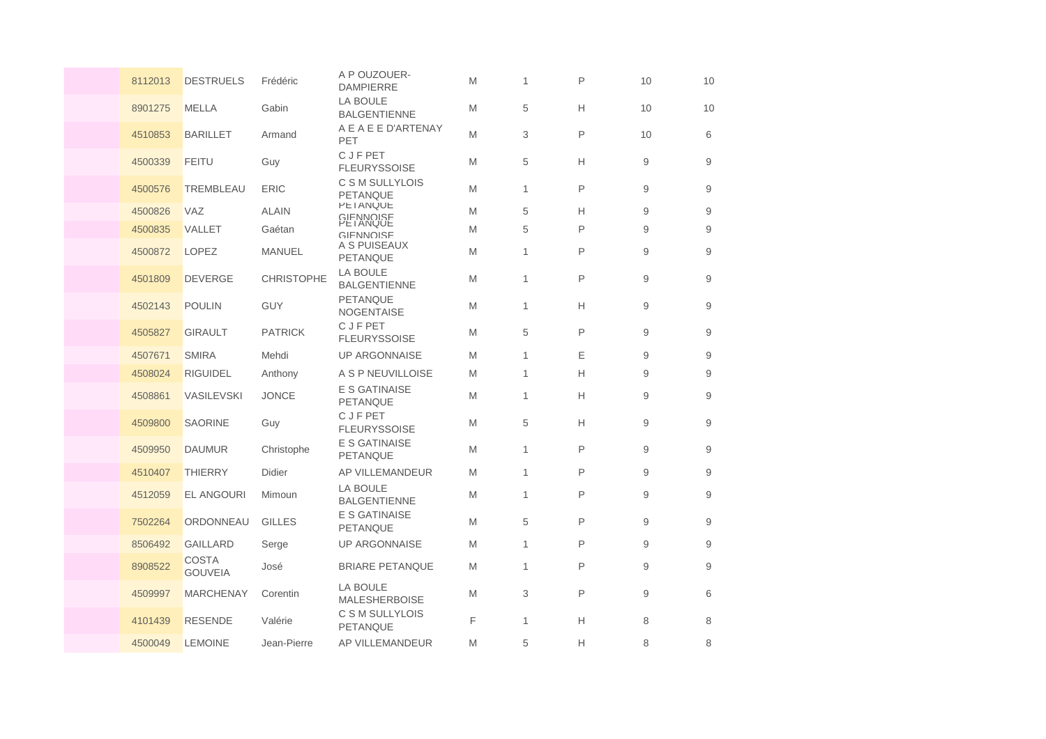|  | 8112013 | DESTRUELS | Frédéric | A P OUZOUER-DAMPIERRE | M | 1 | P | 10 | 10 |
|---|---|---|---|---|---|---|---|---|---|
|  | 8901275 | MELLA | Gabin | LA BOULE BALGENTIENNE | M | 5 | H | 10 | 10 |
|  | 4510853 | BARILLET | Armand | A E A E E D'ARTENAY PET | M | 3 | P | 10 | 6 |
|  | 4500339 | FEITU | Guy | C J F PET FLEURYSSOISE | M | 5 | H | 9 | 9 |
|  | 4500576 | TREMBLEAU | ERIC | C S M SULLYLOIS PETANQUE | M | 1 | P | 9 | 9 |
|  | 4500826 | VAZ | ALAIN | PETANQUE GIENNOISE | M | 5 | H | 9 | 9 |
|  | 4500835 | VALLET | Gaétan | PETANQUE GIENNOISE | M | 5 | P | 9 | 9 |
|  | 4500872 | LOPEZ | MANUEL | A S PUISEAUX PETANQUE | M | 1 | P | 9 | 9 |
|  | 4501809 | DEVERGE | CHRISTOPHE | LA BOULE BALGENTIENNE | M | 1 | P | 9 | 9 |
|  | 4502143 | POULIN | GUY | PETANQUE NOGENTAISE | M | 1 | H | 9 | 9 |
|  | 4505827 | GIRAULT | PATRICK | C J F PET FLEURYSSOISE | M | 5 | P | 9 | 9 |
|  | 4507671 | SMIRA | Mehdi | UP ARGONNAISE | M | 1 | E | 9 | 9 |
|  | 4508024 | RIGUIDEL | Anthony | A S P NEUVILLOISE | M | 1 | H | 9 | 9 |
|  | 4508861 | VASILEVSKI | JONCE | E S GATINAISE PETANQUE | M | 1 | H | 9 | 9 |
|  | 4509800 | SAORINE | Guy | C J F PET FLEURYSSOISE | M | 5 | H | 9 | 9 |
|  | 4509950 | DAUMUR | Christophe | E S GATINAISE PETANQUE | M | 1 | P | 9 | 9 |
|  | 4510407 | THIERRY | Didier | AP VILLEMANDEUR | M | 1 | P | 9 | 9 |
|  | 4512059 | EL ANGOURI | Mimoun | LA BOULE BALGENTIENNE | M | 1 | P | 9 | 9 |
|  | 7502264 | ORDONNEAU | GILLES | E S GATINAISE PETANQUE | M | 5 | P | 9 | 9 |
|  | 8506492 | GAILLARD | Serge | UP ARGONNAISE | M | 1 | P | 9 | 9 |
|  | 8908522 | COSTA GOUVEIA | José | BRIARE PETANQUE | M | 1 | P | 9 | 9 |
|  | 4509997 | MARCHENAY | Corentin | LA BOULE MALESHERBOISE | M | 3 | P | 9 | 6 |
|  | 4101439 | RESENDE | Valérie | C S M SULLYLOIS PETANQUE | F | 1 | H | 8 | 8 |
|  | 4500049 | LEMOINE | Jean-Pierre | AP VILLEMANDEUR | M | 5 | H | 8 | 8 |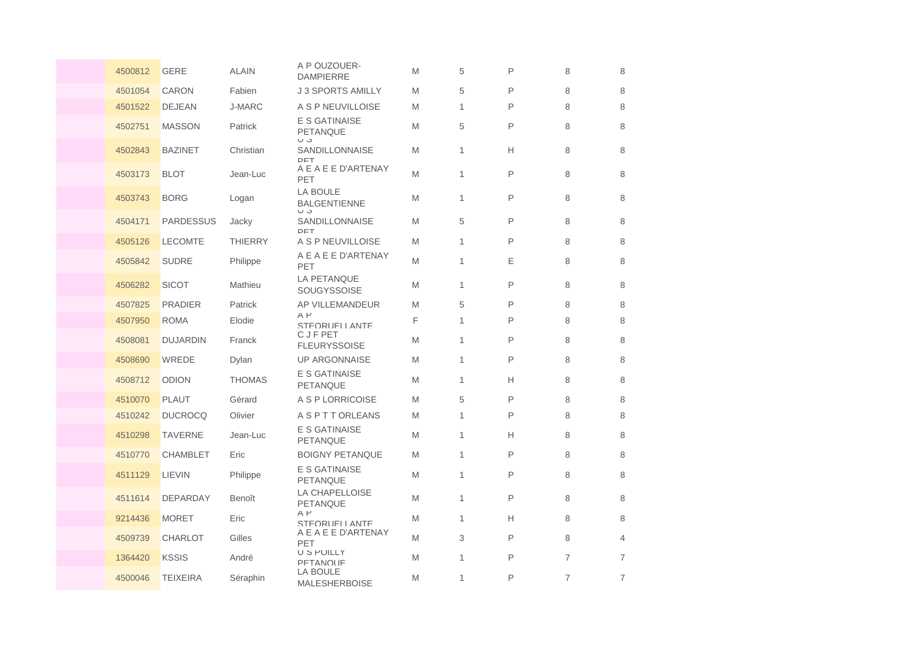| | | | | | | | | |
|---|---|---|---|---|---|---|---|---|
| | 4500812 | GERE | ALAIN | A P OUZOUER-DAMPIERRE | M | 5 | P | 8 | 8 |
| | 4501054 | CARON | Fabien | J 3 SPORTS AMILLY | M | 5 | P | 8 | 8 |
| | 4501522 | DEJEAN | J-MARC | A S P NEUVILLOISE | M | 1 | P | 8 | 8 |
| | 4502751 | MASSON | Patrick | E S GATINAISE PETANQUE | M | 5 | P | 8 | 8 |
| | 4502843 | BAZINET | Christian | U S SANDILLONNAISE PET | M | 1 | H | 8 | 8 |
| | 4503173 | BLOT | Jean-Luc | A E A E E D'ARTENAY PET | M | 1 | P | 8 | 8 |
| | 4503743 | BORG | Logan | LA BOULE BALGENTIENNE | M | 1 | P | 8 | 8 |
| | 4504171 | PARDESSUS | Jacky | U S SANDILLONNAISE PET | M | 5 | P | 8 | 8 |
| | 4505126 | LECOMTE | THIERRY | A S P NEUVILLOISE | M | 1 | P | 8 | 8 |
| | 4505842 | SUDRE | Philippe | A E A E E D'ARTENAY PET | M | 1 | E | 8 | 8 |
| | 4506282 | SICOT | Mathieu | LA PETANQUE SOUGYSSOISE | M | 1 | P | 8 | 8 |
| | 4507825 | PRADIER | Patrick | AP VILLEMANDEUR | M | 5 | P | 8 | 8 |
| | 4507950 | ROMA | Elodie | A P STEORUELLANTE | F | 1 | P | 8 | 8 |
| | 4508081 | DUJARDIN | Franck | C J F PET FLEURYSSOISE | M | 1 | P | 8 | 8 |
| | 4508690 | WREDE | Dylan | UP ARGONNAISE | M | 1 | P | 8 | 8 |
| | 4508712 | ODION | THOMAS | E S GATINAISE PETANQUE | M | 1 | H | 8 | 8 |
| | 4510070 | PLAUT | Gérard | A S P LORRICOISE | M | 5 | P | 8 | 8 |
| | 4510242 | DUCROCQ | Olivier | A S P T T ORLEANS | M | 1 | P | 8 | 8 |
| | 4510298 | TAVERNE | Jean-Luc | E S GATINAISE PETANQUE | M | 1 | H | 8 | 8 |
| | 4510770 | CHAMBLET | Eric | BOIGNY PETANQUE | M | 1 | P | 8 | 8 |
| | 4511129 | LIEVIN | Philippe | E S GATINAISE PETANQUE | M | 1 | P | 8 | 8 |
| | 4511614 | DEPARDAY | Benoît | LA CHAPELLOISE PETANQUE | M | 1 | P | 8 | 8 |
| | 9214436 | MORET | Eric | A P STEORUELLANTE | M | 1 | H | 8 | 8 |
| | 4509739 | CHARLOT | Gilles | A E A E E D'ARTENAY PET | M | 3 | P | 8 | 4 |
| | 1364420 | KSSIS | André | U S POILLY PETANQUE | M | 1 | P | 7 | 7 |
| | 4500046 | TEIXEIRA | Séraphin | LA BOULE MALESHERBOISE | M | 1 | P | 7 | 7 |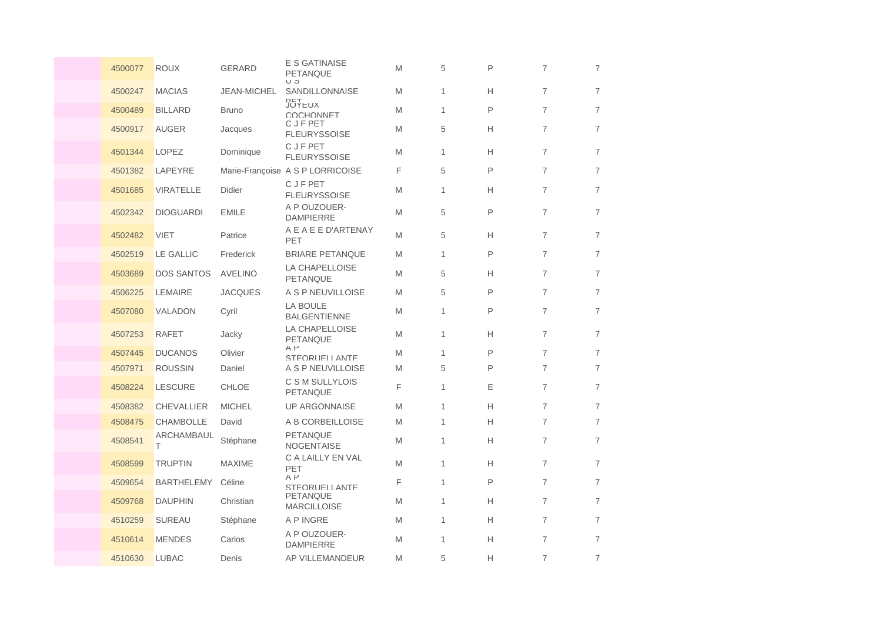| | | | | | | | | | |
|---|---|---|---|---|---|---|---|---|---|
| | 4500077 | ROUX | GERARD | E S GATINAISE PETANQUE | M | 5 | P | 7 | 7 |
| | 4500247 | MACIAS | JEAN-MICHEL | U S SANDILLONNAISE PET | M | 1 | H | 7 | 7 |
| | 4500489 | BILLARD | Bruno | JOYEUX COCHONNET | M | 1 | P | 7 | 7 |
| | 4500917 | AUGER | Jacques | C J F PET FLEURYSSOISE | M | 5 | H | 7 | 7 |
| | 4501344 | LOPEZ | Dominique | C J F PET FLEURYSSOISE | M | 1 | H | 7 | 7 |
| | 4501382 | LAPEYRE | Marie-Françoise | A S P LORRICOISE | F | 5 | P | 7 | 7 |
| | 4501685 | VIRATELLE | Didier | C J F PET FLEURYSSOISE | M | 1 | H | 7 | 7 |
| | 4502342 | DIOGUARDI | EMILE | A P OUZOUER-DAMPIERRE | M | 5 | P | 7 | 7 |
| | 4502482 | VIET | Patrice | A E A E E D'ARTENAY PET | M | 5 | H | 7 | 7 |
| | 4502519 | LE GALLIC | Frederick | BRIARE PETANQUE | M | 1 | P | 7 | 7 |
| | 4503689 | DOS SANTOS | AVELINO | LA CHAPELLOISE PETANQUE | M | 5 | H | 7 | 7 |
| | 4506225 | LEMAIRE | JACQUES | A S P NEUVILLOISE | M | 5 | P | 7 | 7 |
| | 4507080 | VALADON | Cyril | LA BOULE BALGENTIENNE | M | 1 | P | 7 | 7 |
| | 4507253 | RAFET | Jacky | LA CHAPELLOISE PETANQUE | M | 1 | H | 7 | 7 |
| | 4507445 | DUCANOS | Olivier | A P STEORUELLANTE | M | 1 | P | 7 | 7 |
| | 4507971 | ROUSSIN | Daniel | A S P NEUVILLOISE | M | 5 | P | 7 | 7 |
| | 4508224 | LESCURE | CHLOE | C S M SULLYLOIS PETANQUE | F | 1 | E | 7 | 7 |
| | 4508382 | CHEVALLIER | MICHEL | UP ARGONNAISE | M | 1 | H | 7 | 7 |
| | 4508475 | CHAMBOLLE | David | A B CORBEILLOISE | M | 1 | H | 7 | 7 |
| | 4508541 | ARCHAMBAULT | Stéphane | PETANQUE NOGENTAISE | M | 1 | H | 7 | 7 |
| | 4508599 | TRUPTIN | MAXIME | C A LAILLY EN VAL PET | M | 1 | H | 7 | 7 |
| | 4509654 | BARTHELEMY | Céline | A P STEORUELLANTE | F | 1 | P | 7 | 7 |
| | 4509768 | DAUPHIN | Christian | PETANQUE MARCILLOISE | M | 1 | H | 7 | 7 |
| | 4510259 | SUREAU | Stéphane | A P INGRE | M | 1 | H | 7 | 7 |
| | 4510614 | MENDES | Carlos | A P OUZOUER-DAMPIERRE | M | 1 | H | 7 | 7 |
| | 4510630 | LUBAC | Denis | AP VILLEMANDEUR | M | 5 | H | 7 | 7 |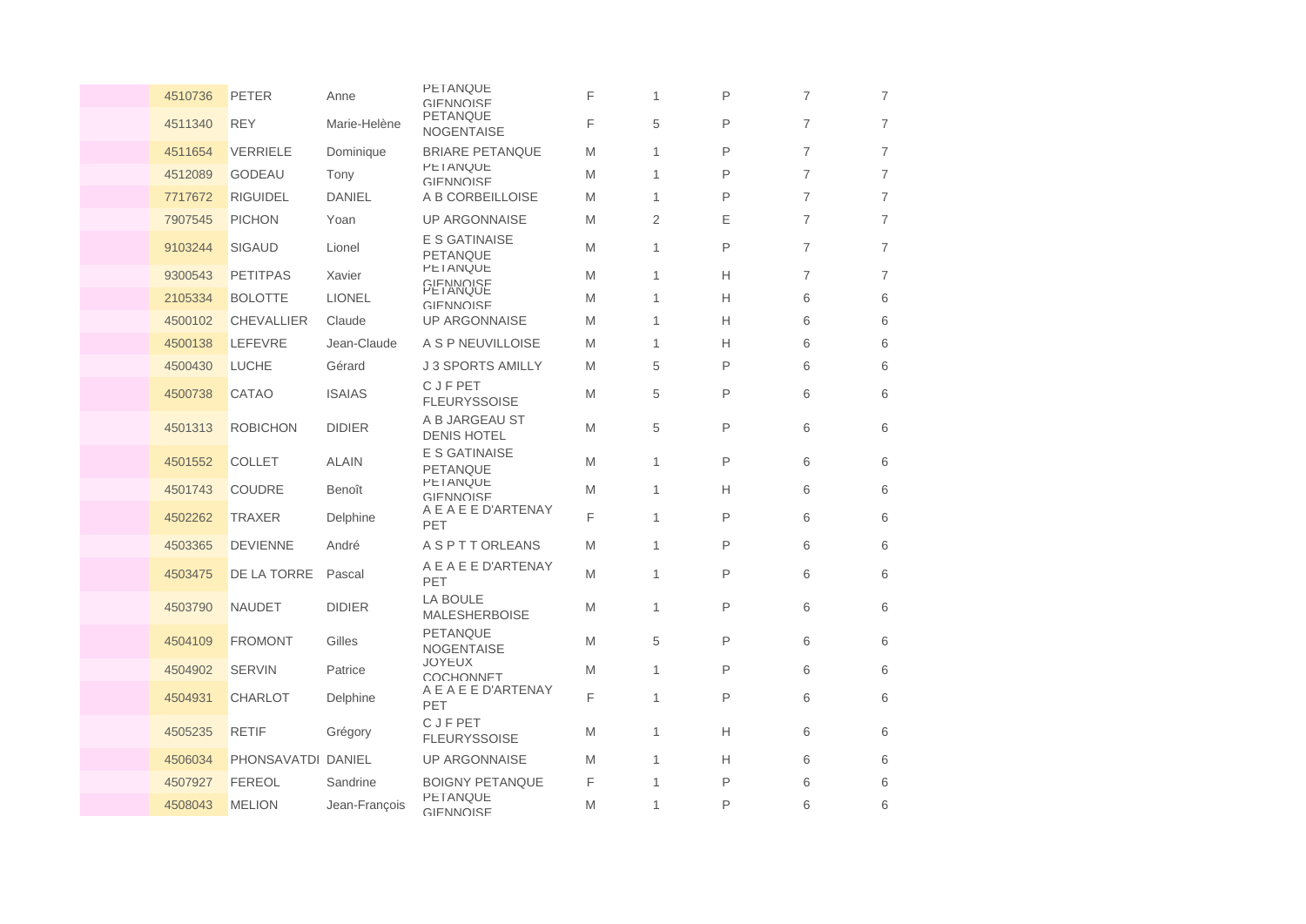|  | 4510736 | PETER | Anne | PETANQUE GIENNOISE | F | 1 | P | 7 | 7 |
|---|---|---|---|---|---|---|---|---|---|
|  | 4511340 | REY | Marie-Helène | PETANQUE NOGENTAISE | F | 5 | P | 7 | 7 |
|  | 4511654 | VERRIELE | Dominique | BRIARE PETANQUE | M | 1 | P | 7 | 7 |
|  | 4512089 | GODEAU | Tony | PETANQUE GIENNOISE | M | 1 | P | 7 | 7 |
|  | 7717672 | RIGUIDEL | DANIEL | A B CORBEILLOISE | M | 1 | P | 7 | 7 |
|  | 7907545 | PICHON | Yoan | UP ARGONNAISE | M | 2 | E | 7 | 7 |
|  | 9103244 | SIGAUD | Lionel | E S GATINAISE PETANQUE | M | 1 | P | 7 | 7 |
|  | 9300543 | PETITPAS | Xavier | PETANQUE GIENNOISE | M | 1 | H | 7 | 7 |
|  | 2105334 | BOLOTTE | LIONEL | PETANQUE GIENNOISE | M | 1 | H | 6 | 6 |
|  | 4500102 | CHEVALLIER | Claude | UP ARGONNAISE | M | 1 | H | 6 | 6 |
|  | 4500138 | LEFEVRE | Jean-Claude | A S P NEUVILLOISE | M | 1 | H | 6 | 6 |
|  | 4500430 | LUCHE | Gérard | J 3 SPORTS AMILLY | M | 5 | P | 6 | 6 |
|  | 4500738 | CATAO | ISAIAS | C J F PET FLEURYSSOISE | M | 5 | P | 6 | 6 |
|  | 4501313 | ROBICHON | DIDIER | A B JARGEAU ST DENIS HOTEL | M | 5 | P | 6 | 6 |
|  | 4501552 | COLLET | ALAIN | E S GATINAISE PETANQUE | M | 1 | P | 6 | 6 |
|  | 4501743 | COUDRE | Benoît | PETANQUE GIENNOISE | M | 1 | H | 6 | 6 |
|  | 4502262 | TRAXER | Delphine | A E A E E D'ARTENAY PET | F | 1 | P | 6 | 6 |
|  | 4503365 | DEVIENNE | André | A S P T T ORLEANS | M | 1 | P | 6 | 6 |
|  | 4503475 | DE LA TORRE | Pascal | A E A E E D'ARTENAY PET | M | 1 | P | 6 | 6 |
|  | 4503790 | NAUDET | DIDIER | LA BOULE MALESHERBOISE | M | 1 | P | 6 | 6 |
|  | 4504109 | FROMONT | Gilles | PETANQUE NOGENTAISE | M | 5 | P | 6 | 6 |
|  | 4504902 | SERVIN | Patrice | JOYEUX COCHONNET | M | 1 | P | 6 | 6 |
|  | 4504931 | CHARLOT | Delphine | A E A E E D'ARTENAY PET | F | 1 | P | 6 | 6 |
|  | 4505235 | RETIF | Grégory | C J F PET FLEURYSSOISE | M | 1 | H | 6 | 6 |
|  | 4506034 | PHONSAVATDI | DANIEL | UP ARGONNAISE | M | 1 | H | 6 | 6 |
|  | 4507927 | FEREOL | Sandrine | BOIGNY PETANQUE | F | 1 | P | 6 | 6 |
|  | 4508043 | MELION | Jean-François | PETANQUE GIENNOISE | M | 1 | P | 6 | 6 |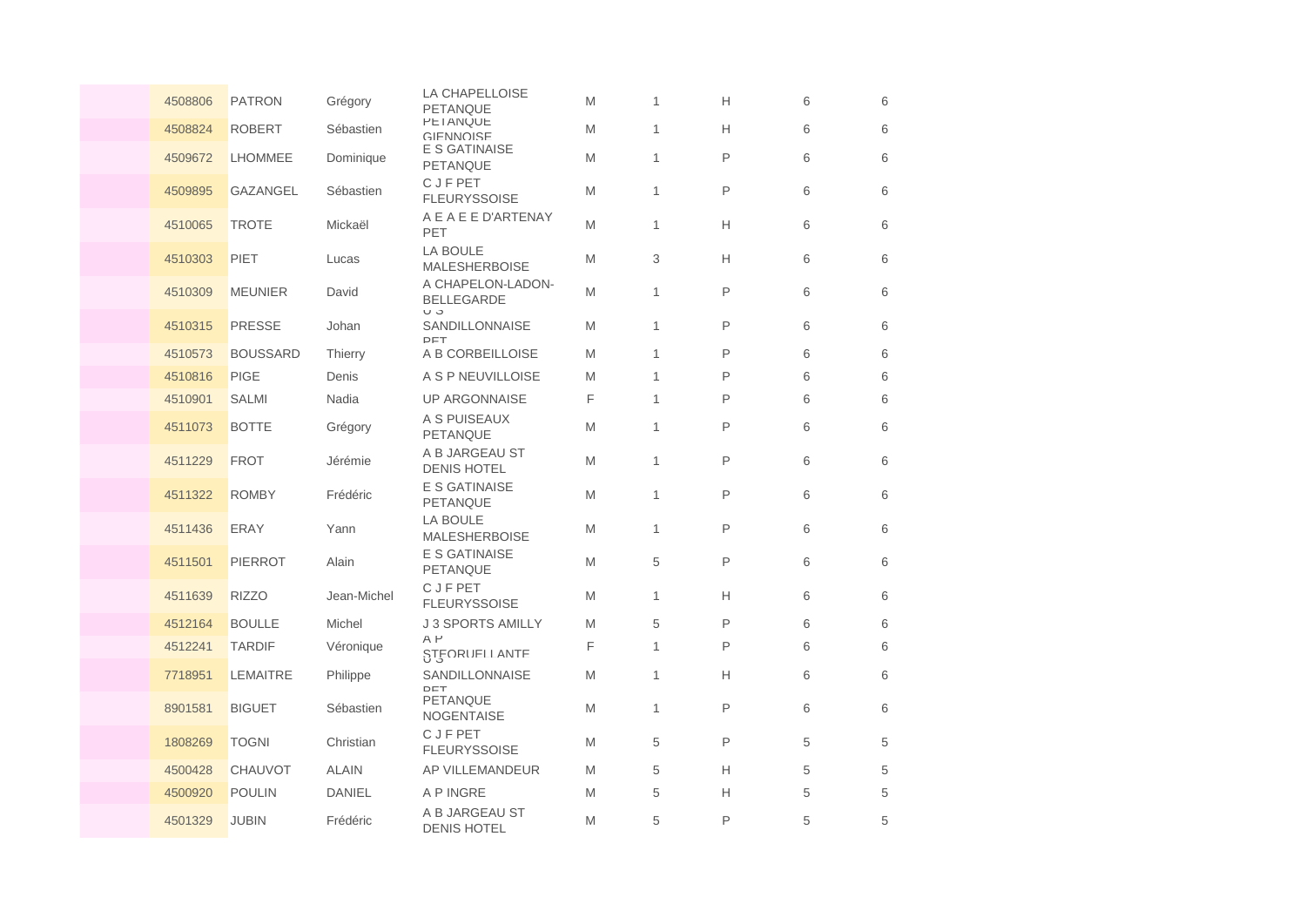|  |  |  |  |  |  |  |  |  |  |
|---|---|---|---|---|---|---|---|---|---|
|  | 4508806 | PATRON | Grégory | LA CHAPELLOISE PETANQUE | M | 1 | H | 6 | 6 |
|  | 4508824 | ROBERT | Sébastien | PETANQUE GIENNOISE | M | 1 | H | 6 | 6 |
|  | 4509672 | LHOMMEE | Dominique | E S GATINAISE PETANQUE | M | 1 | P | 6 | 6 |
|  | 4509895 | GAZANGEL | Sébastien | C J F PET FLEURYSSOISE | M | 1 | P | 6 | 6 |
|  | 4510065 | TROTE | Mickaël | A E A E E D'ARTENAY PET | M | 1 | H | 6 | 6 |
|  | 4510303 | PIET | Lucas | LA BOULE MALESHERBOISE | M | 3 | H | 6 | 6 |
|  | 4510309 | MEUNIER | David | A CHAPELON-LADON-BELLEGARDE | M | 1 | P | 6 | 6 |
|  | 4510315 | PRESSE | Johan | U S SANDILLONNAISE PET | M | 1 | P | 6 | 6 |
|  | 4510573 | BOUSSARD | Thierry | A B CORBEILLOISE | M | 1 | P | 6 | 6 |
|  | 4510816 | PIGE | Denis | A S P NEUVILLOISE | M | 1 | P | 6 | 6 |
|  | 4510901 | SALMI | Nadia | UP ARGONNAISE | F | 1 | P | 6 | 6 |
|  | 4511073 | BOTTE | Grégory | A S PUISEAUX PETANQUE | M | 1 | P | 6 | 6 |
|  | 4511229 | FROT | Jérémie | A B JARGEAU ST DENIS HOTEL | M | 1 | P | 6 | 6 |
|  | 4511322 | ROMBY | Frédéric | E S GATINAISE PETANQUE | M | 1 | P | 6 | 6 |
|  | 4511436 | ERAY | Yann | LA BOULE MALESHERBOISE | M | 1 | P | 6 | 6 |
|  | 4511501 | PIERROT | Alain | E S GATINAISE PETANQUE | M | 5 | P | 6 | 6 |
|  | 4511639 | RIZZO | Jean-Michel | C J F PET FLEURYSSOISE | M | 1 | H | 6 | 6 |
|  | 4512164 | BOULLE | Michel | J 3 SPORTS AMILLY | M | 5 | P | 6 | 6 |
|  | 4512241 | TARDIF | Véronique | A P STEORUELLANTE | F | 1 | P | 6 | 6 |
|  | 7718951 | LEMAITRE | Philippe | U S SANDILLONNAISE PET | M | 1 | H | 6 | 6 |
|  | 8901581 | BIGUET | Sébastien | PETANQUE NOGENTAISE | M | 1 | P | 6 | 6 |
|  | 1808269 | TOGNI | Christian | C J F PET FLEURYSSOISE | M | 5 | P | 5 | 5 |
|  | 4500428 | CHAUVOT | ALAIN | AP VILLEMANDEUR | M | 5 | H | 5 | 5 |
|  | 4500920 | POULIN | DANIEL | A P INGRE | M | 5 | H | 5 | 5 |
|  | 4501329 | JUBIN | Frédéric | A B JARGEAU ST DENIS HOTEL | M | 5 | P | 5 | 5 |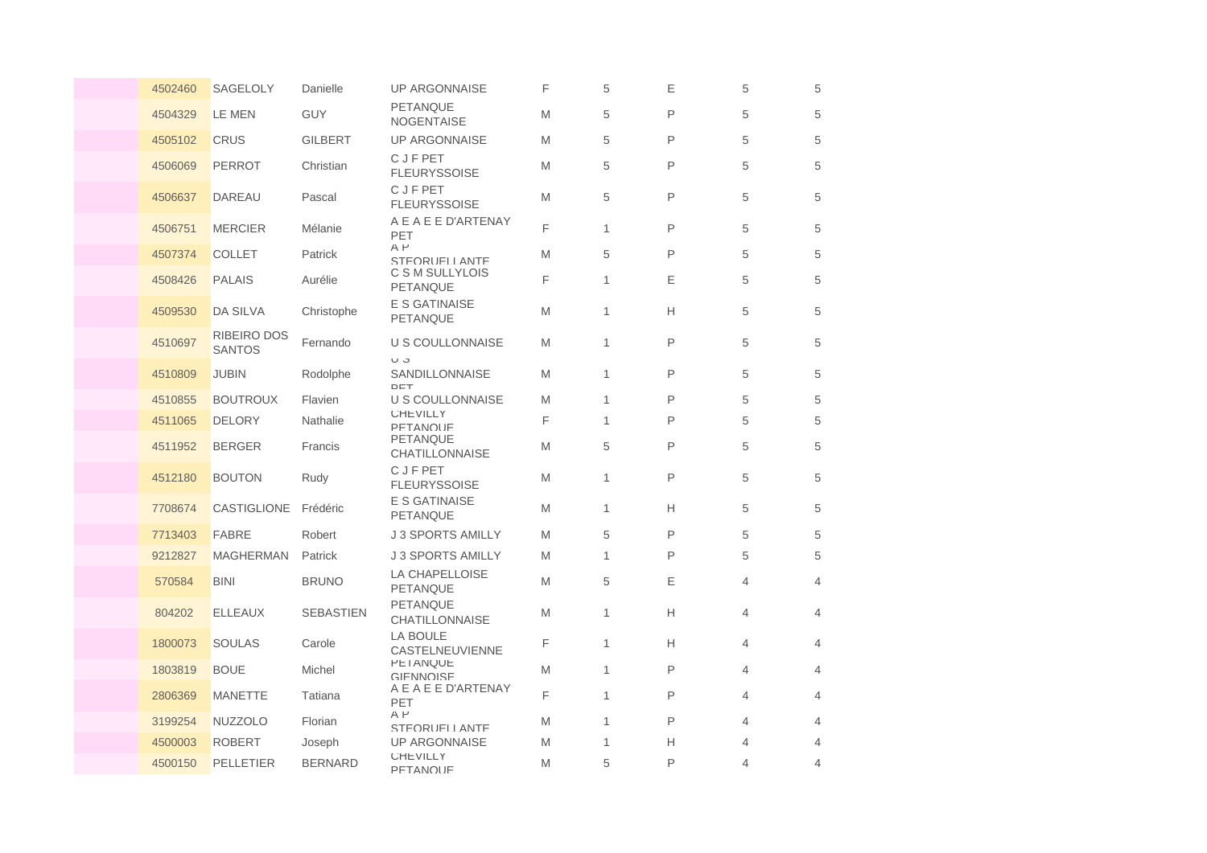| | | | | | | | | |
|---|---|---|---|---|---|---|---|---|
| 4502460 | SAGELOLY | Danielle | UP ARGONNAISE | F | 5 | E | 5 | 5 |
| 4504329 | LE MEN | GUY | PETANQUE NOGENTAISE | M | 5 | P | 5 | 5 |
| 4505102 | CRUS | GILBERT | UP ARGONNAISE | M | 5 | P | 5 | 5 |
| 4506069 | PERROT | Christian | C J F PET FLEURYSSOISE | M | 5 | P | 5 | 5 |
| 4506637 | DAREAU | Pascal | C J F PET FLEURYSSOISE | M | 5 | P | 5 | 5 |
| 4506751 | MERCIER | Mélanie | A E A E E D'ARTENAY PET | F | 1 | P | 5 | 5 |
| 4507374 | COLLET | Patrick | A P STEORUELLANTE | M | 5 | P | 5 | 5 |
| 4508426 | PALAIS | Aurélie | C S M SULLYLOIS PETANQUE | F | 1 | E | 5 | 5 |
| 4509530 | DA SILVA | Christophe | E S GATINAISE PETANQUE | M | 1 | H | 5 | 5 |
| 4510697 | RIBEIRO DOS SANTOS | Fernando | U S COULLONNAISE | M | 1 | P | 5 | 5 |
| 4510809 | JUBIN | Rodolphe | U S SANDILLONNAISE PET | M | 1 | P | 5 | 5 |
| 4510855 | BOUTROUX | Flavien | U S COULLONNAISE | M | 1 | P | 5 | 5 |
| 4511065 | DELORY | Nathalie | CHEVILLY PETANQUE | F | 1 | P | 5 | 5 |
| 4511952 | BERGER | Francis | PETANQUE CHATILLONNAISE | M | 5 | P | 5 | 5 |
| 4512180 | BOUTON | Rudy | C J F PET FLEURYSSOISE | M | 1 | P | 5 | 5 |
| 7708674 | CASTIGLIONE | Frédéric | E S GATINAISE PETANQUE | M | 1 | H | 5 | 5 |
| 7713403 | FABRE | Robert | J 3 SPORTS AMILLY | M | 5 | P | 5 | 5 |
| 9212827 | MAGHERMAN | Patrick | J 3 SPORTS AMILLY | M | 1 | P | 5 | 5 |
| 570584 | BINI | BRUNO | LA CHAPELLOISE PETANQUE | M | 5 | E | 4 | 4 |
| 804202 | ELLEAUX | SEBASTIEN | PETANQUE CHATILLONNAISE | M | 1 | H | 4 | 4 |
| 1800073 | SOULAS | Carole | LA BOULE CASTELNEUVIENNE | F | 1 | H | 4 | 4 |
| 1803819 | BOUE | Michel | PETANQUE GIENNOISE | M | 1 | P | 4 | 4 |
| 2806369 | MANETTE | Tatiana | A E A E E D'ARTENAY PET | F | 1 | P | 4 | 4 |
| 3199254 | NUZZOLO | Florian | A P STEORUELLANTE | M | 1 | P | 4 | 4 |
| 4500003 | ROBERT | Joseph | UP ARGONNAISE | M | 1 | H | 4 | 4 |
| 4500150 | PELLETIER | BERNARD | CHEVILLY PETANQUE | M | 5 | P | 4 | 4 |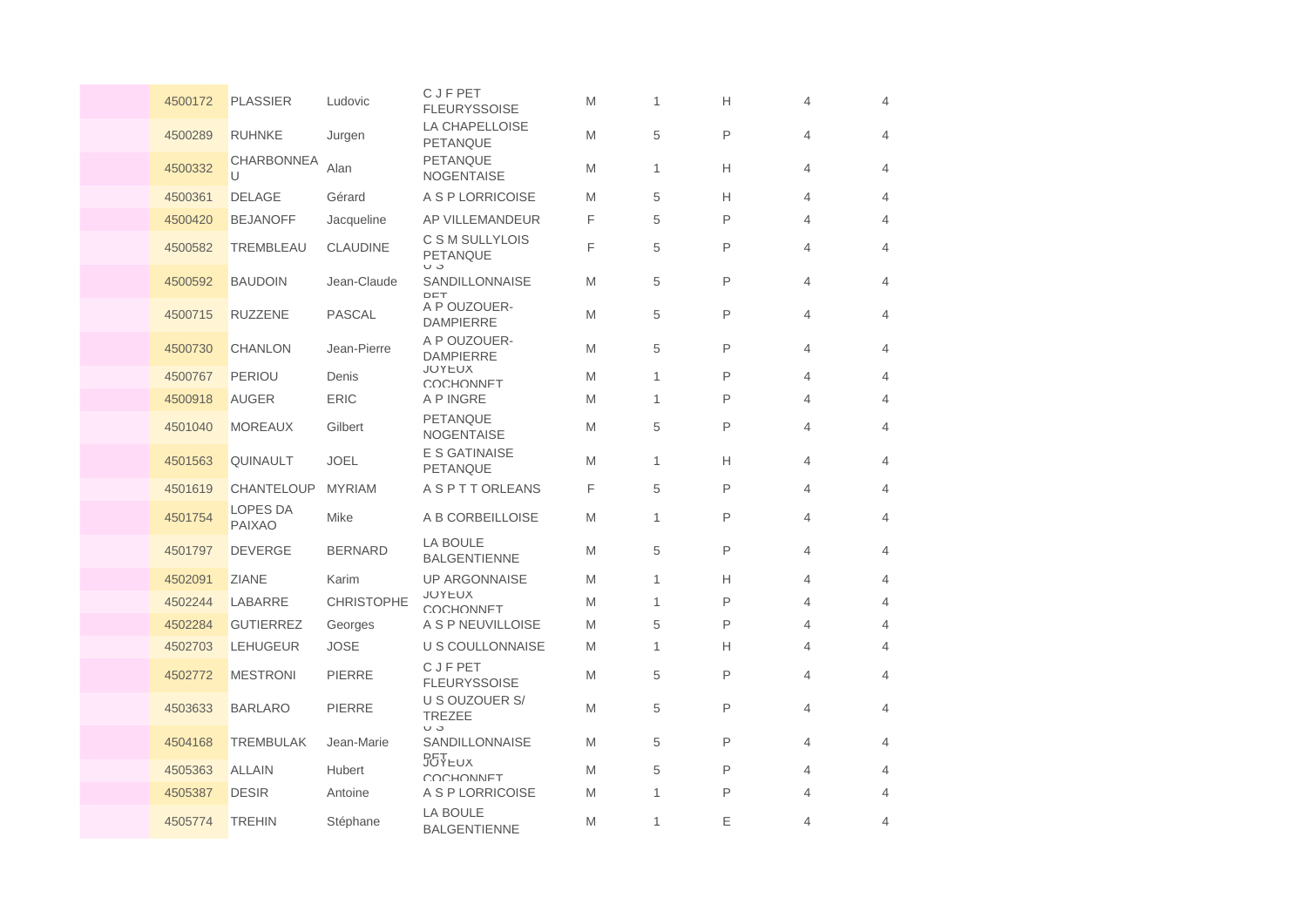|  | 4500172 | PLASSIER | Ludovic | C J F PET FLEURYSSOISE | M | 1 | H | 4 | 4 |
|---|---|---|---|---|---|---|---|---|---|
|  | 4500289 | RUHNKE | Jurgen | LA CHAPELLOISE PETANQUE | M | 5 | P | 4 | 4 |
|  | 4500332 | CHARBONNEAU | Alan | PETANQUE NOGENTAISE | M | 1 | H | 4 | 4 |
|  | 4500361 | DELAGE | Gérard | A S P LORRICOISE | M | 5 | H | 4 | 4 |
|  | 4500420 | BEJANOFF | Jacqueline | AP VILLEMANDEUR | F | 5 | P | 4 | 4 |
|  | 4500582 | TREMBLEAU | CLAUDINE | C S M SULLYLOIS PETANQUE | F | 5 | P | 4 | 4 |
|  | 4500592 | BAUDOIN | Jean-Claude | U S SANDILLONNAISE PET | M | 5 | P | 4 | 4 |
|  | 4500715 | RUZZENE | PASCAL | A P OUZOUER-DAMPIERRE | M | 5 | P | 4 | 4 |
|  | 4500730 | CHANLON | Jean-Pierre | A P OUZOUER-DAMPIERRE | M | 5 | P | 4 | 4 |
|  | 4500767 | PERIOU | Denis | JOYEUX COCHONNET | M | 1 | P | 4 | 4 |
|  | 4500918 | AUGER | ERIC | A P INGRE | M | 1 | P | 4 | 4 |
|  | 4501040 | MOREAUX | Gilbert | PETANQUE NOGENTAISE | M | 5 | P | 4 | 4 |
|  | 4501563 | QUINAULT | JOEL | E S GATINAISE PETANQUE | M | 1 | H | 4 | 4 |
|  | 4501619 | CHANTELOUP | MYRIAM | A S P T T ORLEANS | F | 5 | P | 4 | 4 |
|  | 4501754 | LOPES DA PAIXAO | Mike | A B CORBEILLOISE | M | 1 | P | 4 | 4 |
|  | 4501797 | DEVERGE | BERNARD | LA BOULE BALGENTIENNE | M | 5 | P | 4 | 4 |
|  | 4502091 | ZIANE | Karim | UP ARGONNAISE | M | 1 | H | 4 | 4 |
|  | 4502244 | LABARRE | CHRISTOPHE | JOYEUX COCHONNET | M | 1 | P | 4 | 4 |
|  | 4502284 | GUTIERREZ | Georges | A S P NEUVILLOISE | M | 5 | P | 4 | 4 |
|  | 4502703 | LEHUGEUR | JOSE | U S COULLONNAISE | M | 1 | H | 4 | 4 |
|  | 4502772 | MESTRONI | PIERRE | C J F PET FLEURYSSOISE | M | 5 | P | 4 | 4 |
|  | 4503633 | BARLARO | PIERRE | U S OUZOUER S/ TREZEE | M | 5 | P | 4 | 4 |
|  | 4504168 | TREMBULAK | Jean-Marie | U S SANDILLONNAISE PET | M | 5 | P | 4 | 4 |
|  | 4505363 | ALLAIN | Hubert | JOYEUX COCHONNET | M | 5 | P | 4 | 4 |
|  | 4505387 | DESIR | Antoine | A S P LORRICOISE | M | 1 | P | 4 | 4 |
|  | 4505774 | TREHIN | Stéphane | LA BOULE BALGENTIENNE | M | 1 | E | 4 | 4 |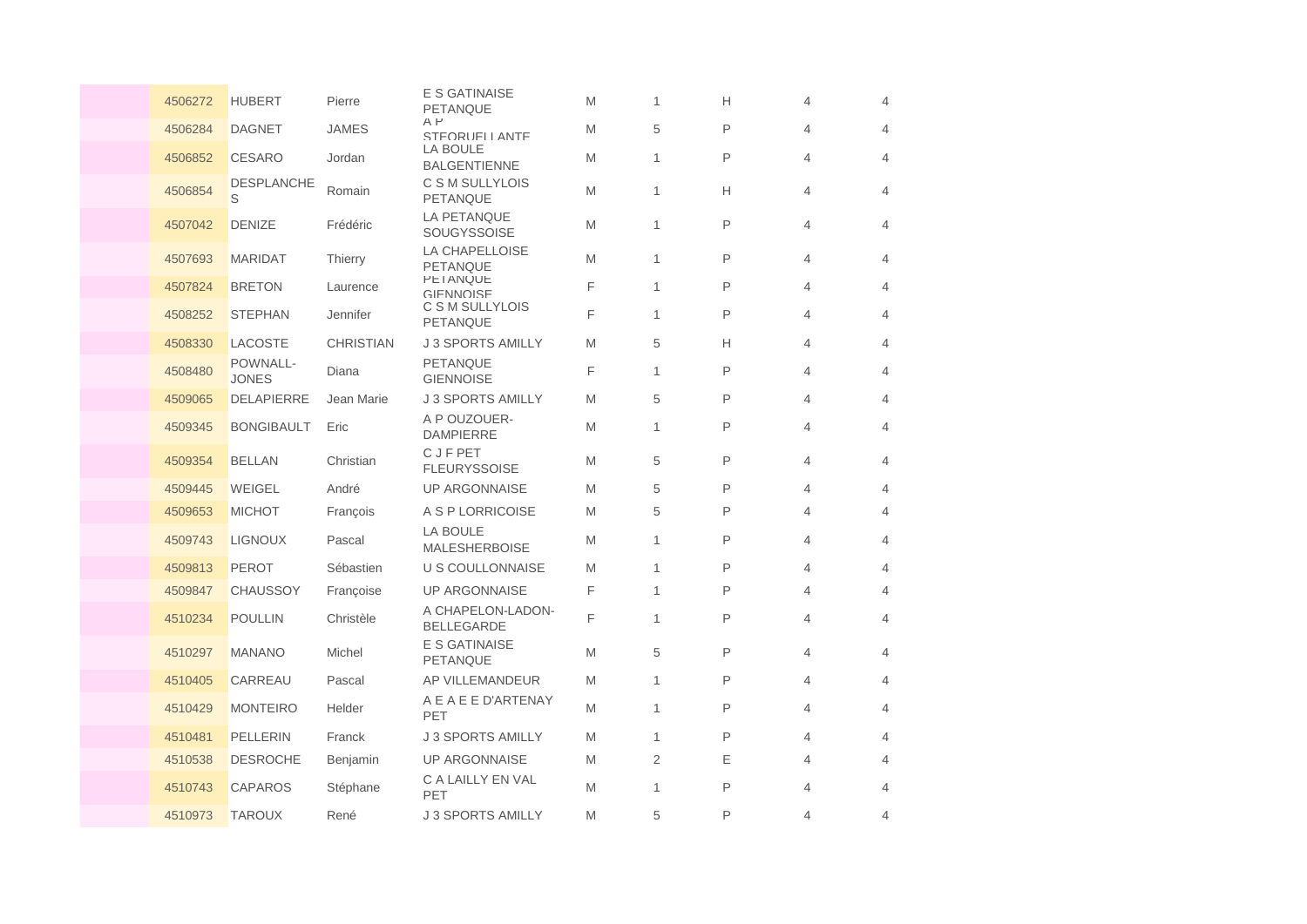| | | | | | | | | |
|---|---|---|---|---|---|---|---|---|
| | 4506272 | HUBERT | Pierre | E S GATINAISE PETANQUE | M | 1 | H | 4 | 4 |
| | 4506284 | DAGNET | JAMES | A P STEORUELLANTE | M | 5 | P | 4 | 4 |
| | 4506852 | CESARO | Jordan | LA BOULE BALGENTIENNE | M | 1 | P | 4 | 4 |
| | 4506854 | DESPLANCHES | Romain | C S M SULLYLOIS PETANQUE | M | 1 | H | 4 | 4 |
| | 4507042 | DENIZE | Frédéric | LA PETANQUE SOUGYSSOISE | M | 1 | P | 4 | 4 |
| | 4507693 | MARIDAT | Thierry | LA CHAPELLOISE PETANQUE | M | 1 | P | 4 | 4 |
| | 4507824 | BRETON | Laurence | PETANQUE GIENNOISE | F | 1 | P | 4 | 4 |
| | 4508252 | STEPHAN | Jennifer | C S M SULLYLOIS PETANQUE | F | 1 | P | 4 | 4 |
| | 4508330 | LACOSTE | CHRISTIAN | J 3 SPORTS AMILLY | M | 5 | H | 4 | 4 |
| | 4508480 | POWNALL-JONES | Diana | PETANQUE GIENNOISE | F | 1 | P | 4 | 4 |
| | 4509065 | DELAPIERRE | Jean Marie | J 3 SPORTS AMILLY | M | 5 | P | 4 | 4 |
| | 4509345 | BONGIBAULT | Eric | A P OUZOUER-DAMPIERRE | M | 1 | P | 4 | 4 |
| | 4509354 | BELLAN | Christian | C J F PET FLEURYSSOISE | M | 5 | P | 4 | 4 |
| | 4509445 | WEIGEL | André | UP ARGONNAISE | M | 5 | P | 4 | 4 |
| | 4509653 | MICHOT | François | A S P LORRICOISE | M | 5 | P | 4 | 4 |
| | 4509743 | LIGNOUX | Pascal | LA BOULE MALESHERBOISE | M | 1 | P | 4 | 4 |
| | 4509813 | PEROT | Sébastien | U S COULLONNAISE | M | 1 | P | 4 | 4 |
| | 4509847 | CHAUSSOY | Françoise | UP ARGONNAISE | F | 1 | P | 4 | 4 |
| | 4510234 | POULLIN | Christèle | A CHAPELON-LADON-BELLEGARDE | F | 1 | P | 4 | 4 |
| | 4510297 | MANANO | Michel | E S GATINAISE PETANQUE | M | 5 | P | 4 | 4 |
| | 4510405 | CARREAU | Pascal | AP VILLEMANDEUR | M | 1 | P | 4 | 4 |
| | 4510429 | MONTEIRO | Helder | A E A E E D'ARTENAY PET | M | 1 | P | 4 | 4 |
| | 4510481 | PELLERIN | Franck | J 3 SPORTS AMILLY | M | 1 | P | 4 | 4 |
| | 4510538 | DESROCHE | Benjamin | UP ARGONNAISE | M | 2 | E | 4 | 4 |
| | 4510743 | CAPAROS | Stéphane | C A LAILLY EN VAL PET | M | 1 | P | 4 | 4 |
| | 4510973 | TAROUX | René | J 3 SPORTS AMILLY | M | 5 | P | 4 | 4 |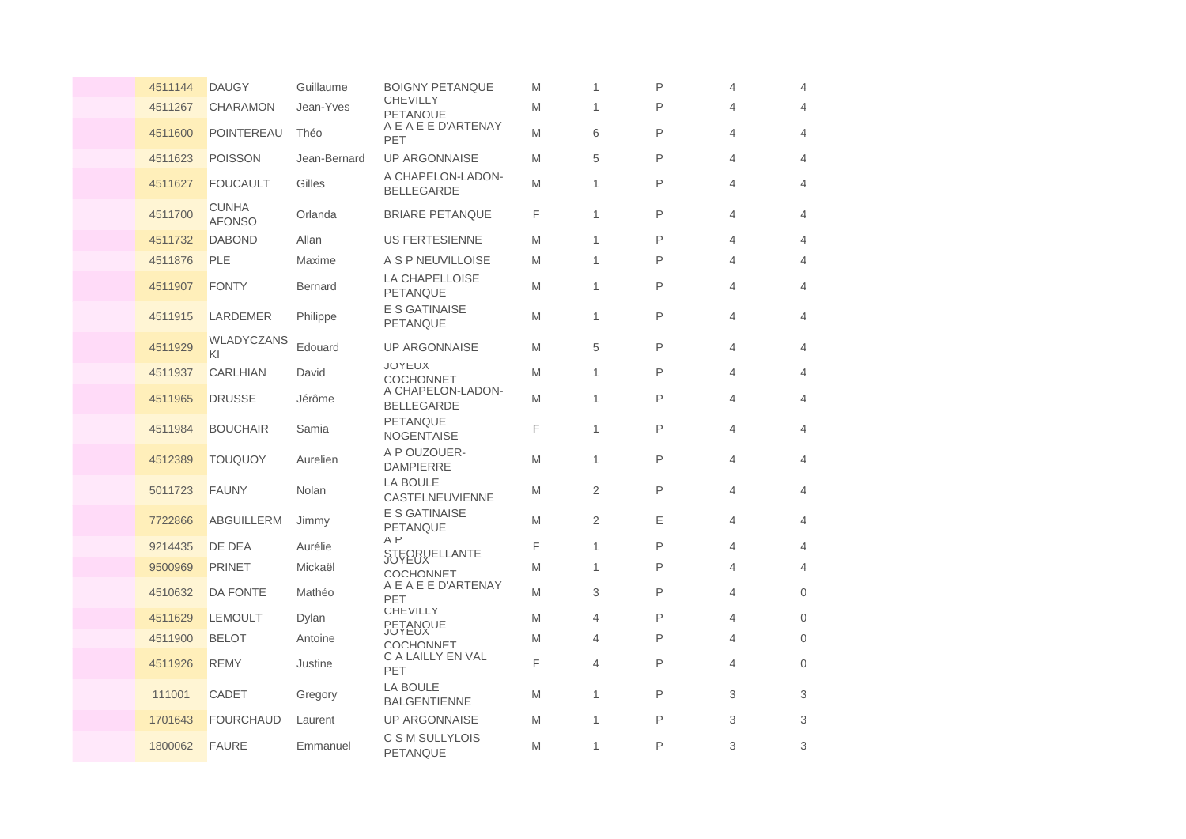|  | 4511144 | DAUGY | Guillaume | BOIGNY PETANQUE | M | 1 | P | 4 | 4 |
|---|---|---|---|---|---|---|---|---|---|
|  | 4511267 | CHARAMON | Jean-Yves | CHEVILLY PETANQUE | M | 1 | P | 4 | 4 |
|  | 4511600 | POINTEREAU | Théo | A E A E E D'ARTENAY PET | M | 6 | P | 4 | 4 |
|  | 4511623 | POISSON | Jean-Bernard | UP ARGONNAISE | M | 5 | P | 4 | 4 |
|  | 4511627 | FOUCAULT | Gilles | A CHAPELON-LADON-BELLEGARDE | M | 1 | P | 4 | 4 |
|  | 4511700 | CUNHA AFONSO | Orlanda | BRIARE PETANQUE | F | 1 | P | 4 | 4 |
|  | 4511732 | DABOND | Allan | US FERTESIENNE | M | 1 | P | 4 | 4 |
|  | 4511876 | PLE | Maxime | A S P NEUVILLOISE | M | 1 | P | 4 | 4 |
|  | 4511907 | FONTY | Bernard | LA CHAPELLOISE PETANQUE | M | 1 | P | 4 | 4 |
|  | 4511915 | LARDEMER | Philippe | E S GATINAISE PETANQUE | M | 1 | P | 4 | 4 |
|  | 4511929 | WLADYCZANSKI | Edouard | UP ARGONNAISE | M | 5 | P | 4 | 4 |
|  | 4511937 | CARLHIAN | David | JOYEUX COCHONNET | M | 1 | P | 4 | 4 |
|  | 4511965 | DRUSSE | Jérôme | A CHAPELON-LADON-BELLEGARDE | M | 1 | P | 4 | 4 |
|  | 4511984 | BOUCHAIR | Samia | PETANQUE NOGENTAISE | F | 1 | P | 4 | 4 |
|  | 4512389 | TOUQUOY | Aurelien | A P OUZOUER-DAMPIERRE | M | 1 | P | 4 | 4 |
|  | 5011723 | FAUNY | Nolan | LA BOULE CASTELNEUVIENNE | M | 2 | P | 4 | 4 |
|  | 7722866 | ABGUILLERM | Jimmy | E S GATINAISE PETANQUE | M | 2 | E | 4 | 4 |
|  | 9214435 | DE DEA | Aurélie | A P STEORUELLANTE | F | 1 | P | 4 | 4 |
|  | 9500969 | PRINET | Mickaël | JOYEUX COCHONNET | M | 1 | P | 4 | 4 |
|  | 4510632 | DA FONTE | Mathéo | A E A E E D'ARTENAY PET | M | 3 | P | 4 | 0 |
|  | 4511629 | LEMOULT | Dylan | CHEVILLY PETANQUE | M | 4 | P | 4 | 0 |
|  | 4511900 | BELOT | Antoine | JOYEUX COCHONNET | M | 4 | P | 4 | 0 |
|  | 4511926 | REMY | Justine | C A LAILLY EN VAL PET | F | 4 | P | 4 | 0 |
|  | 111001 | CADET | Gregory | LA BOULE BALGENTIENNE | M | 1 | P | 3 | 3 |
|  | 1701643 | FOURCHAUD | Laurent | UP ARGONNAISE | M | 1 | P | 3 | 3 |
|  | 1800062 | FAURE | Emmanuel | C S M SULLYLOIS PETANQUE | M | 1 | P | 3 | 3 |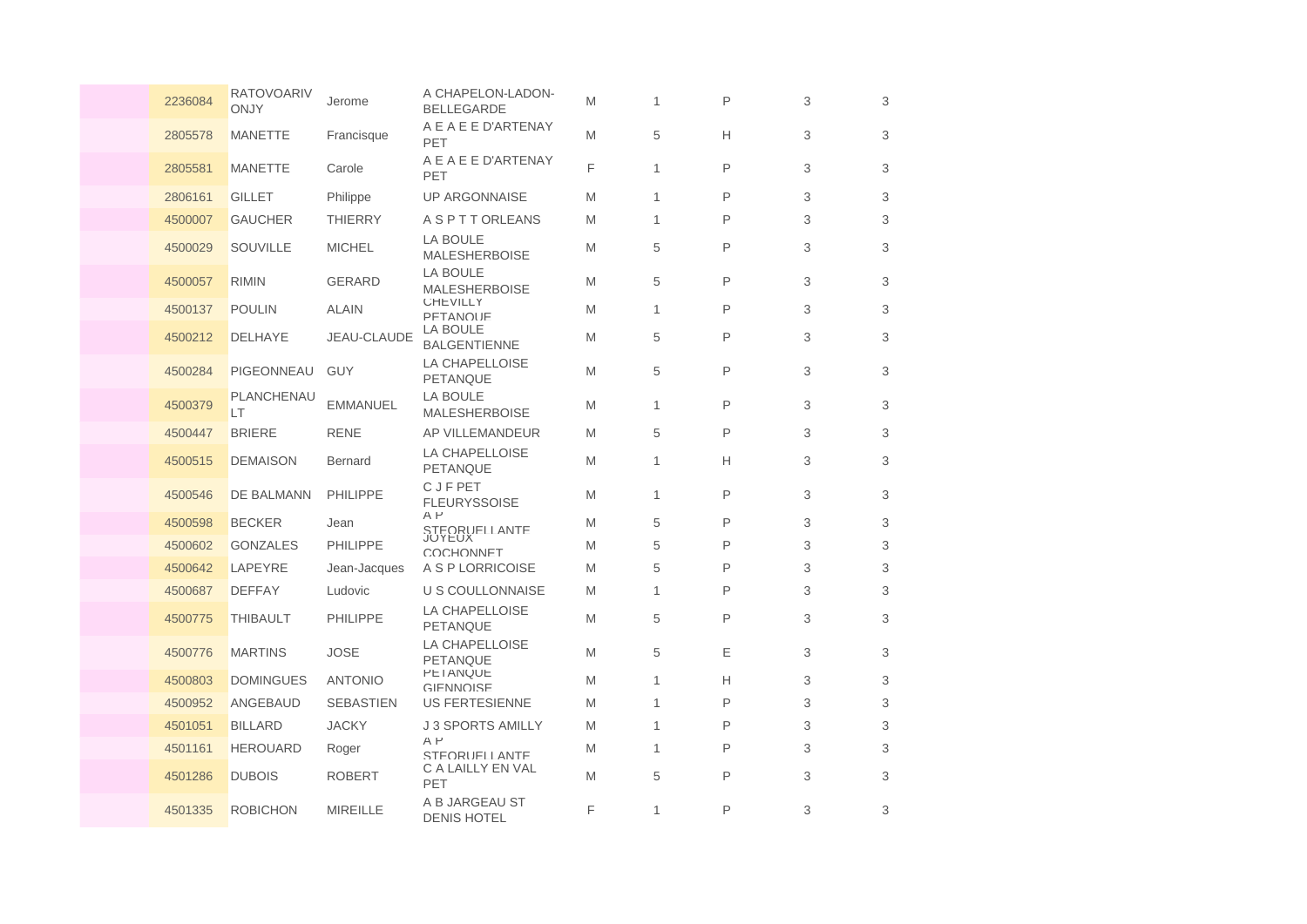| | | | | | | | | | |
|---|---|---|---|---|---|---|---|---|---|
| | 2236084 | RATOVOARIVONJY | Jerome | A CHAPELON-LADON-BELLEGARDE | M | 1 | P | 3 | 3 |
| | 2805578 | MANETTE | Francisque | A E A E E D'ARTENAY PET | M | 5 | H | 3 | 3 |
| | 2805581 | MANETTE | Carole | A E A E E D'ARTENAY PET | F | 1 | P | 3 | 3 |
| | 2806161 | GILLET | Philippe | UP ARGONNAISE | M | 1 | P | 3 | 3 |
| | 4500007 | GAUCHER | THIERRY | A S P T T ORLEANS | M | 1 | P | 3 | 3 |
| | 4500029 | SOUVILLE | MICHEL | LA BOULE MALESHERBOISE | M | 5 | P | 3 | 3 |
| | 4500057 | RIMIN | GERARD | LA BOULE MALESHERBOISE | M | 5 | P | 3 | 3 |
| | 4500137 | POULIN | ALAIN | CHEVILLY PETANQUE | M | 1 | P | 3 | 3 |
| | 4500212 | DELHAYE | JEAU-CLAUDE | LA BOULE BALGENTIENNE | M | 5 | P | 3 | 3 |
| | 4500284 | PIGEONNEAU | GUY | LA CHAPELLOISE PETANQUE | M | 5 | P | 3 | 3 |
| | 4500379 | PLANCHENAULT | EMMANUEL | LA BOULE MALESHERBOISE | M | 1 | P | 3 | 3 |
| | 4500447 | BRIERE | RENE | AP VILLEMANDEUR | M | 5 | P | 3 | 3 |
| | 4500515 | DEMAISON | Bernard | LA CHAPELLOISE PETANQUE | M | 1 | H | 3 | 3 |
| | 4500546 | DE BALMANN | PHILIPPE | C J F PET FLEURYSSOISE | M | 1 | P | 3 | 3 |
| | 4500598 | BECKER | Jean | A P STEORUELLANTE | M | 5 | P | 3 | 3 |
| | 4500602 | GONZALES | PHILIPPE | JOYEUX COCHONNET | M | 5 | P | 3 | 3 |
| | 4500642 | LAPEYRE | Jean-Jacques | A S P LORRICOISE | M | 5 | P | 3 | 3 |
| | 4500687 | DEFFAY | Ludovic | U S COULLONNAISE | M | 1 | P | 3 | 3 |
| | 4500775 | THIBAULT | PHILIPPE | LA CHAPELLOISE PETANQUE | M | 5 | P | 3 | 3 |
| | 4500776 | MARTINS | JOSE | LA CHAPELLOISE PETANQUE | M | 5 | E | 3 | 3 |
| | 4500803 | DOMINGUES | ANTONIO | PETANQUE GIENNOISE | M | 1 | H | 3 | 3 |
| | 4500952 | ANGEBAUD | SEBASTIEN | US FERTESIENNE | M | 1 | P | 3 | 3 |
| | 4501051 | BILLARD | JACKY | J 3 SPORTS AMILLY | M | 1 | P | 3 | 3 |
| | 4501161 | HEROUARD | Roger | A P STEORUELLANTE | M | 1 | P | 3 | 3 |
| | 4501286 | DUBOIS | ROBERT | C A LAILLY EN VAL PET | M | 5 | P | 3 | 3 |
| | 4501335 | ROBICHON | MIREILLE | A B JARGEAU ST DENIS HOTEL | F | 1 | P | 3 | 3 |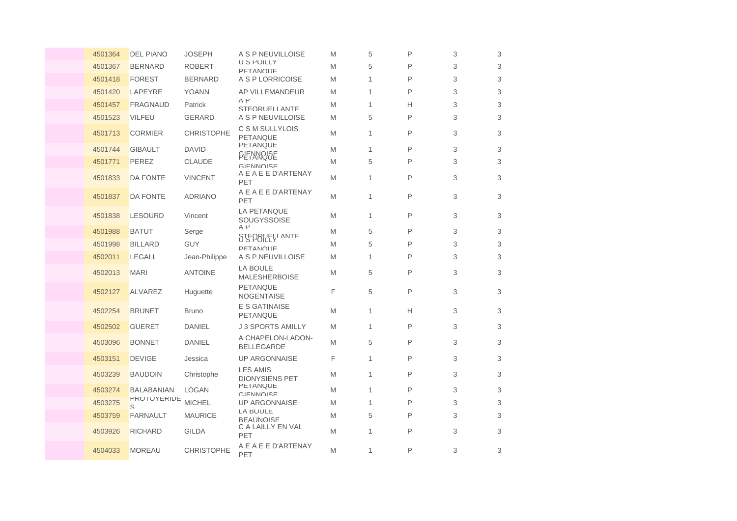|  | 4501364 | DEL PIANO | JOSEPH | A S P NEUVILLOISE | M | 5 | P | 3 | 3 |
|---|---|---|---|---|---|---|---|---|---|
|  | 4501367 | BERNARD | ROBERT | U S POILLY PETANQUE | M | 5 | P | 3 | 3 |
|  | 4501418 | FOREST | BERNARD | A S P LORRICOISE | M | 1 | P | 3 | 3 |
|  | 4501420 | LAPEYRE | YOANN | AP VILLEMANDEUR | M | 1 | P | 3 | 3 |
|  | 4501457 | FRAGNAUD | Patrick | A P STEORUELLANTE | M | 1 | H | 3 | 3 |
|  | 4501523 | VILFEU | GERARD | A S P NEUVILLOISE | M | 5 | P | 3 | 3 |
|  | 4501713 | CORMIER | CHRISTOPHE | C S M SULLYLOIS PETANQUE | M | 1 | P | 3 | 3 |
|  | 4501744 | GIBAULT | DAVID | PETANQUE GIENNOISE | M | 1 | P | 3 | 3 |
|  | 4501771 | PEREZ | CLAUDE | PETANQUE GIENNOISE | M | 5 | P | 3 | 3 |
|  | 4501833 | DA FONTE | VINCENT | A E A E E D'ARTENAY PET | M | 1 | P | 3 | 3 |
|  | 4501837 | DA FONTE | ADRIANO | A E A E E D'ARTENAY PET | M | 1 | P | 3 | 3 |
|  | 4501838 | LESOURD | Vincent | LA PETANQUE SOUGYSSOISE | M | 1 | P | 3 | 3 |
|  | 4501988 | BATUT | Serge | A P STEORUELLANTE | M | 5 | P | 3 | 3 |
|  | 4501998 | BILLARD | GUY | U S POILLY PETANQUE | M | 5 | P | 3 | 3 |
|  | 4502011 | LEGALL | Jean-Philippe | A S P NEUVILLOISE | M | 1 | P | 3 | 3 |
|  | 4502013 | MARI | ANTOINE | LA BOULE MALESHERBOISE | M | 5 | P | 3 | 3 |
|  | 4502127 | ALVAREZ | Huguette | PETANQUE NOGENTAISE | F | 5 | P | 3 | 3 |
|  | 4502254 | BRUNET | Bruno | E S GATINAISE PETANQUE | M | 1 | H | 3 | 3 |
|  | 4502502 | GUERET | DANIEL | J 3 SPORTS AMILLY | M | 1 | P | 3 | 3 |
|  | 4503096 | BONNET | DANIEL | A CHAPELON-LADON-BELLEGARDE | M | 5 | P | 3 | 3 |
|  | 4503151 | DEVIGE | Jessica | UP ARGONNAISE | F | 1 | P | 3 | 3 |
|  | 4503239 | BAUDOIN | Christophe | LES AMIS DIONYSIENS PET | M | 1 | P | 3 | 3 |
|  | 4503274 | BALABANIAN | LOGAN | PETANQUE GIENNOISE | M | 1 | P | 3 | 3 |
|  | 4503275 | PROTOYERIDES | MICHEL | UP ARGONNAISE | M | 1 | P | 3 | 3 |
|  | 4503759 | FARNAULT | MAURICE | LA BOULE BEAUNOISE | M | 5 | P | 3 | 3 |
|  | 4503926 | RICHARD | GILDA | C A LAILLY EN VAL PET | M | 1 | P | 3 | 3 |
|  | 4504033 | MOREAU | CHRISTOPHE | A E A E E D'ARTENAY PET | M | 1 | P | 3 | 3 |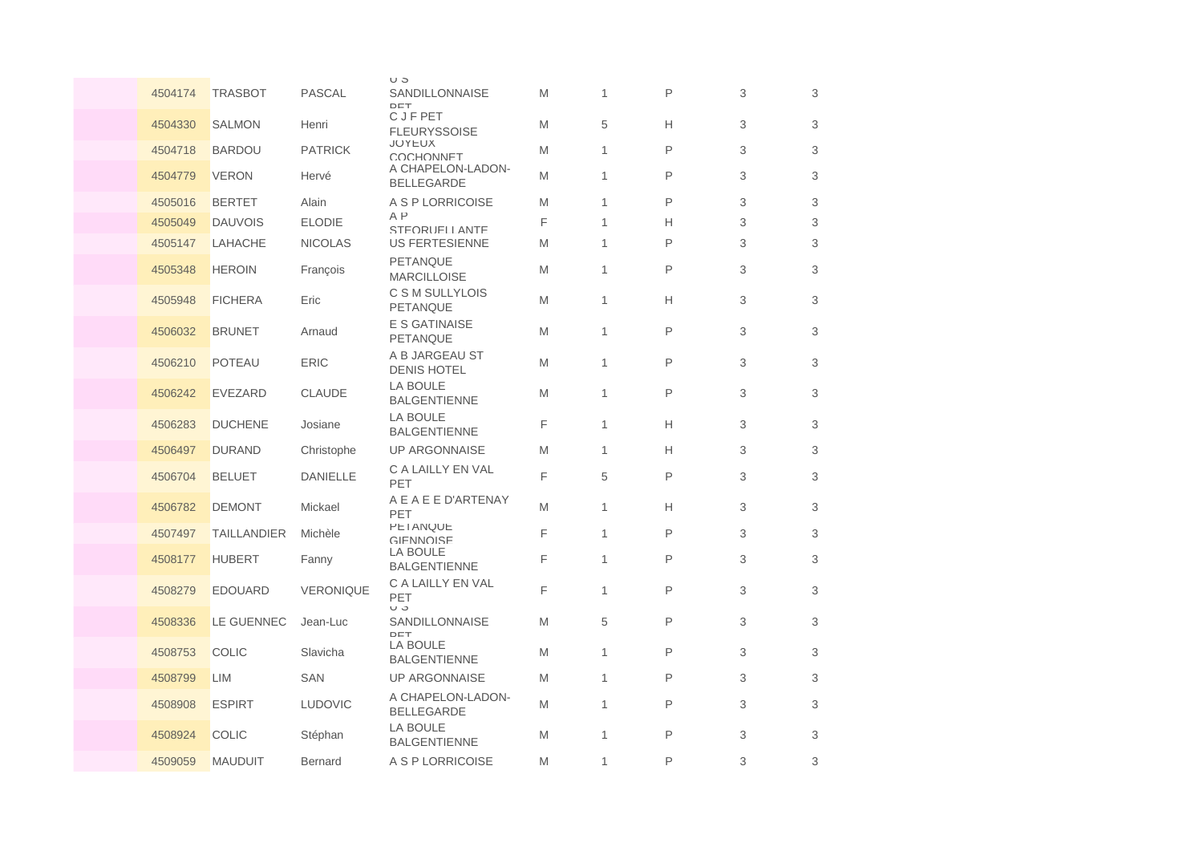|  | 4504174 | TRASBOT | PASCAL | U S SANDILLONNAISE PET | M | 1 | P | 3 | 3 |
|---|---|---|---|---|---|---|---|---|---|
|  | 4504330 | SALMON | Henri | C J F PET FLEURYSSOISE | M | 5 | H | 3 | 3 |
|  | 4504718 | BARDOU | PATRICK | JOYEUX COCHONNET | M | 1 | P | 3 | 3 |
|  | 4504779 | VERON | Hervé | A CHAPELON-LADON-BELLEGARDE | M | 1 | P | 3 | 3 |
|  | 4505016 | BERTET | Alain | A S P LORRICOISE | M | 1 | P | 3 | 3 |
|  | 4505049 | DAUVOIS | ELODIE | A P STEORUELLANTE | F | 1 | H | 3 | 3 |
|  | 4505147 | LAHACHE | NICOLAS | US FERTESIENNE | M | 1 | P | 3 | 3 |
|  | 4505348 | HEROIN | François | PETANQUE MARCILLOISE | M | 1 | P | 3 | 3 |
|  | 4505948 | FICHERA | Eric | C S M SULLYLOIS PETANQUE | M | 1 | H | 3 | 3 |
|  | 4506032 | BRUNET | Arnaud | E S GATINAISE PETANQUE | M | 1 | P | 3 | 3 |
|  | 4506210 | POTEAU | ERIC | A B JARGEAU ST DENIS HOTEL | M | 1 | P | 3 | 3 |
|  | 4506242 | EVEZARD | CLAUDE | LA BOULE BALGENTIENNE | M | 1 | P | 3 | 3 |
|  | 4506283 | DUCHENE | Josiane | LA BOULE BALGENTIENNE | F | 1 | H | 3 | 3 |
|  | 4506497 | DURAND | Christophe | UP ARGONNAISE | M | 1 | H | 3 | 3 |
|  | 4506704 | BELUET | DANIELLE | C A LAILLY EN VAL PET | F | 5 | P | 3 | 3 |
|  | 4506782 | DEMONT | Mickael | A E A E E D'ARTENAY PET | M | 1 | H | 3 | 3 |
|  | 4507497 | TAILLANDIER | Michèle | PETANQUE GIENNOISE | F | 1 | P | 3 | 3 |
|  | 4508177 | HUBERT | Fanny | LA BOULE BALGENTIENNE | F | 1 | P | 3 | 3 |
|  | 4508279 | EDOUARD | VERONIQUE | C A LAILLY EN VAL PET | F | 1 | P | 3 | 3 |
|  | 4508336 | LE GUENNEC | Jean-Luc | U S SANDILLONNAISE PET | M | 5 | P | 3 | 3 |
|  | 4508753 | COLIC | Slavicha | LA BOULE BALGENTIENNE | M | 1 | P | 3 | 3 |
|  | 4508799 | LIM | SAN | UP ARGONNAISE | M | 1 | P | 3 | 3 |
|  | 4508908 | ESPIRT | LUDOVIC | A CHAPELON-LADON-BELLEGARDE | M | 1 | P | 3 | 3 |
|  | 4508924 | COLIC | Stéphan | LA BOULE BALGENTIENNE | M | 1 | P | 3 | 3 |
|  | 4509059 | MAUDUIT | Bernard | A S P LORRICOISE | M | 1 | P | 3 | 3 |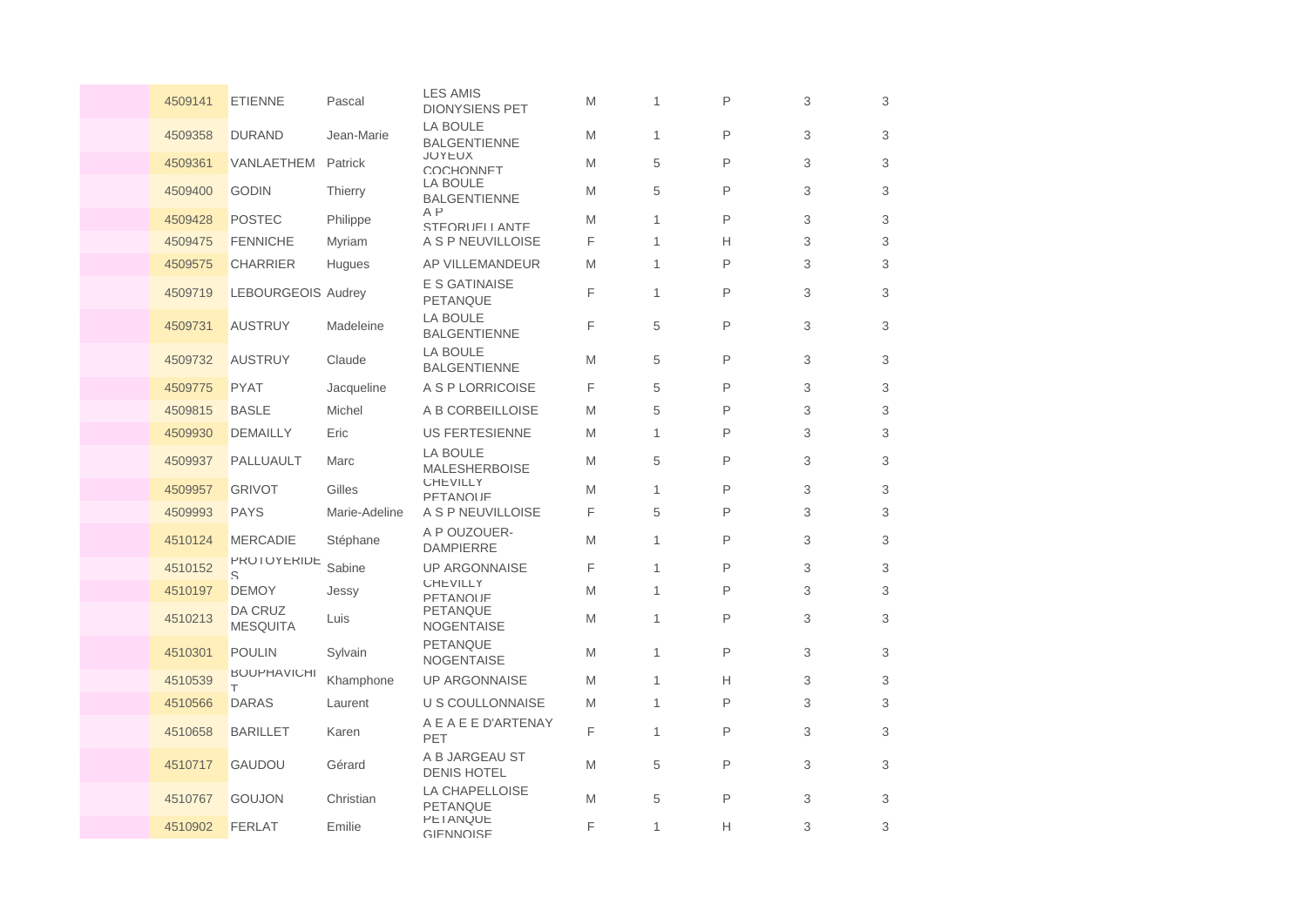| | | | | | | | | |
|---|---|---|---|---|---|---|---|---|
| | 4509141 | ETIENNE | Pascal | LES AMIS DIONYSIENS PET | M | 1 | P | 3 | 3 |
| | 4509358 | DURAND | Jean-Marie | LA BOULE BALGENTIENNE | M | 1 | P | 3 | 3 |
| | 4509361 | VANLAETHEM | Patrick | JOYEUX COCHONNET | M | 5 | P | 3 | 3 |
| | 4509400 | GODIN | Thierry | LA BOULE BALGENTIENNE | M | 5 | P | 3 | 3 |
| | 4509428 | POSTEC | Philippe | A P STEORUELLANTE | M | 1 | P | 3 | 3 |
| | 4509475 | FENNICHE | Myriam | A S P NEUVILLOISE | F | 1 | H | 3 | 3 |
| | 4509575 | CHARRIER | Hugues | AP VILLEMANDEUR | M | 1 | P | 3 | 3 |
| | 4509719 | LEBOURGEOIS | Audrey | E S GATINAISE PETANQUE | F | 1 | P | 3 | 3 |
| | 4509731 | AUSTRUY | Madeleine | LA BOULE BALGENTIENNE | F | 5 | P | 3 | 3 |
| | 4509732 | AUSTRUY | Claude | LA BOULE BALGENTIENNE | M | 5 | P | 3 | 3 |
| | 4509775 | PYAT | Jacqueline | A S P LORRICOISE | F | 5 | P | 3 | 3 |
| | 4509815 | BASLE | Michel | A B CORBEILLOISE | M | 5 | P | 3 | 3 |
| | 4509930 | DEMAILLY | Eric | US FERTESIENNE | M | 1 | P | 3 | 3 |
| | 4509937 | PALLUAULT | Marc | LA BOULE MALESHERBOISE | M | 5 | P | 3 | 3 |
| | 4509957 | GRIVOT | Gilles | CHEVILLY PETANQUE | M | 1 | P | 3 | 3 |
| | 4509993 | PAYS | Marie-Adeline | A S P NEUVILLOISE | F | 5 | P | 3 | 3 |
| | 4510124 | MERCADIE | Stéphane | A P OUZOUER-DAMPIERRE | M | 1 | P | 3 | 3 |
| | 4510152 | PROTOYERIDES | Sabine | UP ARGONNAISE | F | 1 | P | 3 | 3 |
| | 4510197 | DEMOY | Jessy | CHEVILLY PETANQUE | M | 1 | P | 3 | 3 |
| | 4510213 | DA CRUZ MESQUITA | Luis | PETANQUE NOGENTAISE | M | 1 | P | 3 | 3 |
| | 4510301 | POULIN | Sylvain | PETANQUE NOGENTAISE | M | 1 | P | 3 | 3 |
| | 4510539 | BOUPHAVICHIT | Khamphone | UP ARGONNAISE | M | 1 | H | 3 | 3 |
| | 4510566 | DARAS | Laurent | U S COULLONNAISE | M | 1 | P | 3 | 3 |
| | 4510658 | BARILLET | Karen | A E A E E D'ARTENAY PET | F | 1 | P | 3 | 3 |
| | 4510717 | GAUDOU | Gérard | A B JARGEAU ST DENIS HOTEL | M | 5 | P | 3 | 3 |
| | 4510767 | GOUJON | Christian | LA CHAPELLOISE PETANQUE | M | 5 | P | 3 | 3 |
| | 4510902 | FERLAT | Emilie | PETANQUE GIENNOISE | F | 1 | H | 3 | 3 |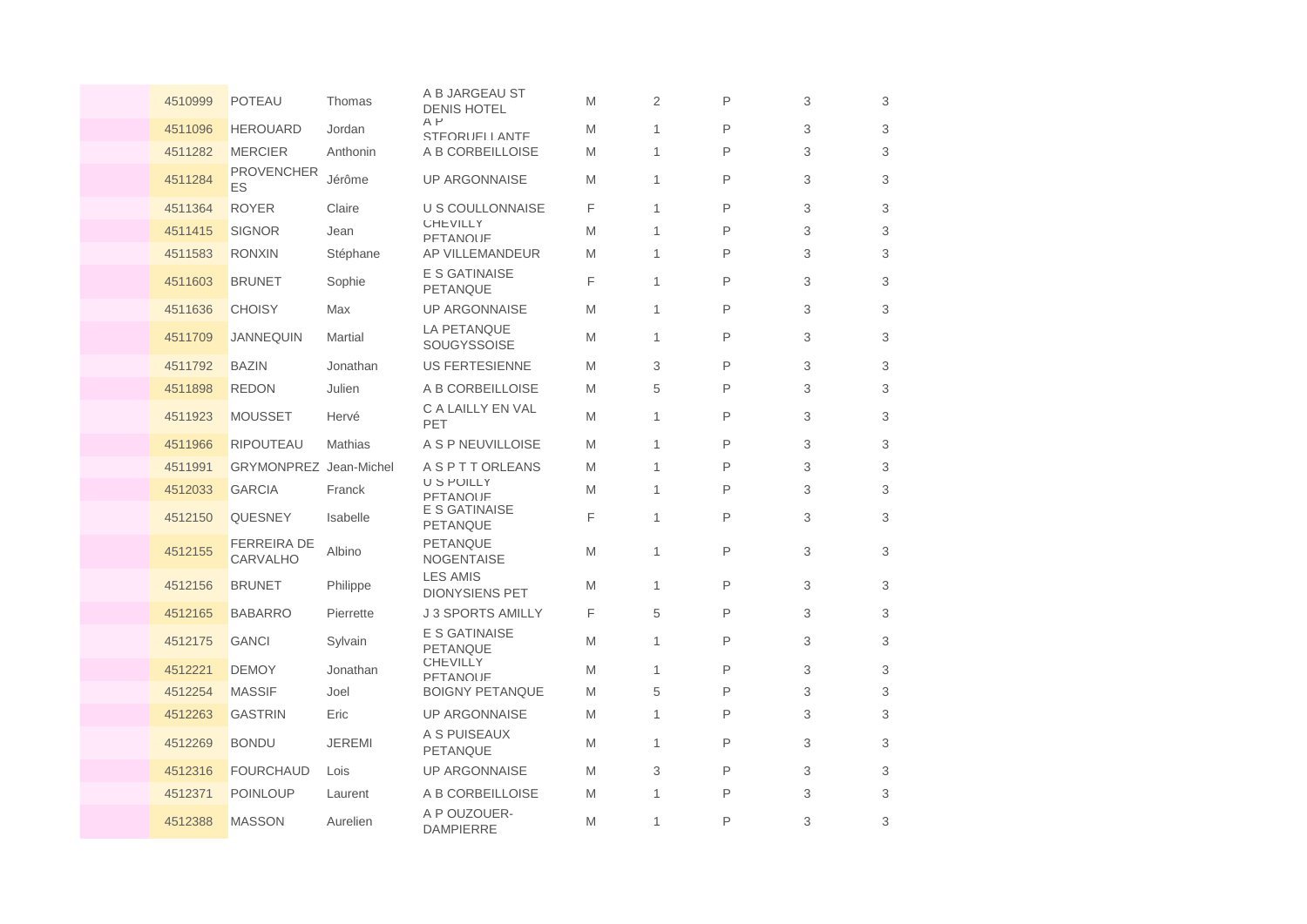|  |  |  |  |  |  |  |  |  |
|---|---|---|---|---|---|---|---|---|
|  | 4510999 | POTEAU | Thomas | A B JARGEAU ST DENIS HOTEL | M | 2 | P | 3 | 3 |
|  | 4511096 | HEROUARD | Jordan | A P STEORUELLANTE | M | 1 | P | 3 | 3 |
|  | 4511282 | MERCIER | Anthonin | A B CORBEILLOISE | M | 1 | P | 3 | 3 |
|  | 4511284 | PROVENCHERES | Jérôme | UP ARGONNAISE | M | 1 | P | 3 | 3 |
|  | 4511364 | ROYER | Claire | U S COULLONNAISE | F | 1 | P | 3 | 3 |
|  | 4511415 | SIGNOR | Jean | CHEVILLY PETANQUE | M | 1 | P | 3 | 3 |
|  | 4511583 | RONXIN | Stéphane | AP VILLEMANDEUR | M | 1 | P | 3 | 3 |
|  | 4511603 | BRUNET | Sophie | E S GATINAISE PETANQUE | F | 1 | P | 3 | 3 |
|  | 4511636 | CHOISY | Max | UP ARGONNAISE | M | 1 | P | 3 | 3 |
|  | 4511709 | JANNEQUIN | Martial | LA PETANQUE SOUGYSSOISE | M | 1 | P | 3 | 3 |
|  | 4511792 | BAZIN | Jonathan | US FERTESIENNE | M | 3 | P | 3 | 3 |
|  | 4511898 | REDON | Julien | A B CORBEILLOISE | M | 5 | P | 3 | 3 |
|  | 4511923 | MOUSSET | Hervé | C A LAILLY EN VAL PET | M | 1 | P | 3 | 3 |
|  | 4511966 | RIPOUTEAU | Mathias | A S P NEUVILLOISE | M | 1 | P | 3 | 3 |
|  | 4511991 | GRYMONPREZ | Jean-Michel | A S P T T ORLEANS | M | 1 | P | 3 | 3 |
|  | 4512033 | GARCIA | Franck | U S POILLY PETANQUE | M | 1 | P | 3 | 3 |
|  | 4512150 | QUESNEY | Isabelle | E S GATINAISE PETANQUE | F | 1 | P | 3 | 3 |
|  | 4512155 | FERREIRA DE CARVALHO | Albino | PETANQUE NOGENTAISE | M | 1 | P | 3 | 3 |
|  | 4512156 | BRUNET | Philippe | LES AMIS DIONYSIENS PET | M | 1 | P | 3 | 3 |
|  | 4512165 | BABARRO | Pierrette | J 3 SPORTS AMILLY | F | 5 | P | 3 | 3 |
|  | 4512175 | GANCI | Sylvain | E S GATINAISE PETANQUE | M | 1 | P | 3 | 3 |
|  | 4512221 | DEMOY | Jonathan | CHEVILLY PETANQUE | M | 1 | P | 3 | 3 |
|  | 4512254 | MASSIF | Joel | BOIGNY PETANQUE | M | 5 | P | 3 | 3 |
|  | 4512263 | GASTRIN | Eric | UP ARGONNAISE | M | 1 | P | 3 | 3 |
|  | 4512269 | BONDU | JEREMI | A S PUISEAUX PETANQUE | M | 1 | P | 3 | 3 |
|  | 4512316 | FOURCHAUD | Lois | UP ARGONNAISE | M | 3 | P | 3 | 3 |
|  | 4512371 | POINLOUP | Laurent | A B CORBEILLOISE | M | 1 | P | 3 | 3 |
|  | 4512388 | MASSON | Aurelien | A P OUZOUER-DAMPIERRE | M | 1 | P | 3 | 3 |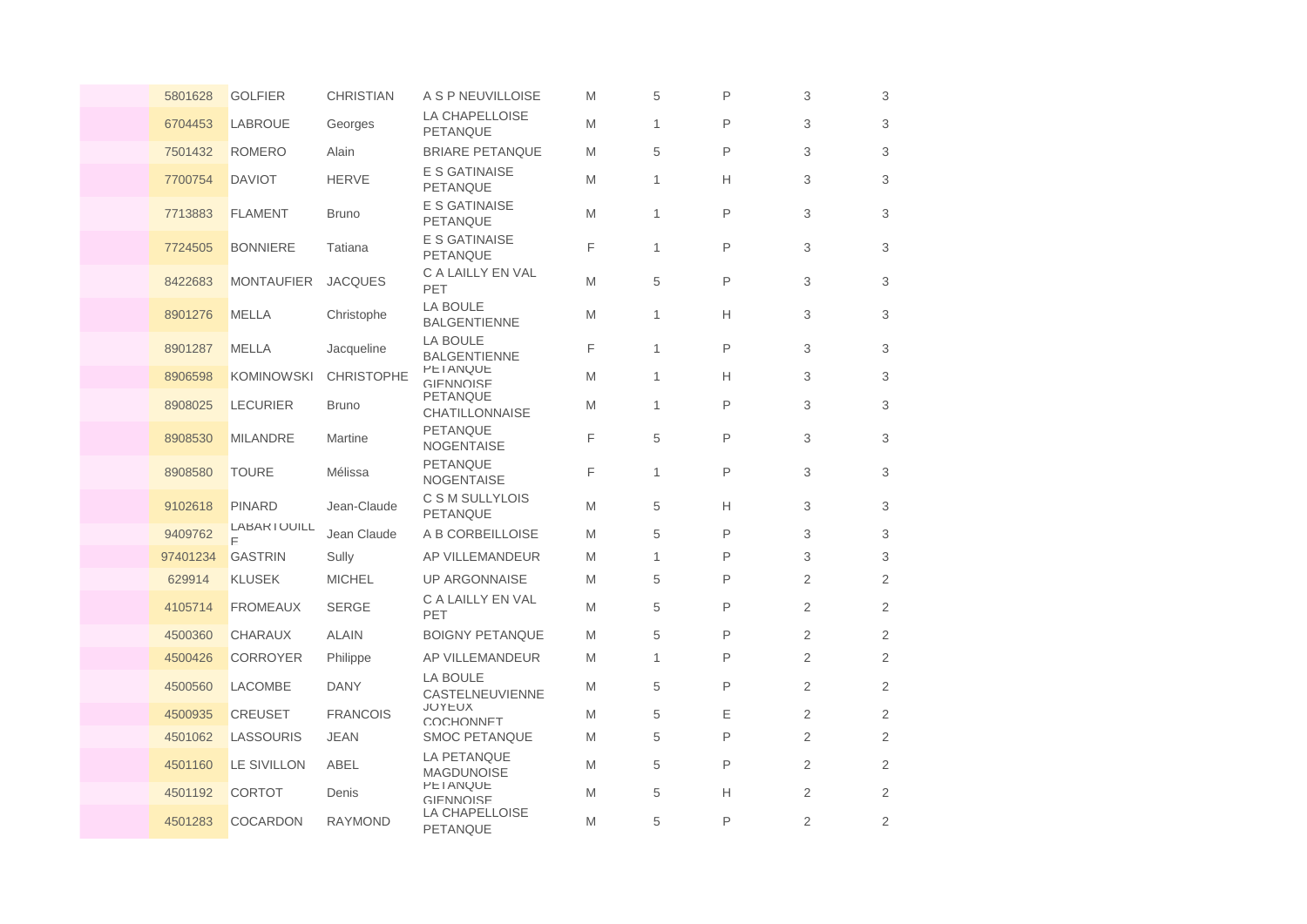| | | | | | | | | |
|---|---|---|---|---|---|---|---|---|
| | 5801628 | GOLFIER | CHRISTIAN | A S P NEUVILLOISE | M | 5 | P | 3 | 3 |
| | 6704453 | LABROUE | Georges | LA CHAPELLOISE PETANQUE | M | 1 | P | 3 | 3 |
| | 7501432 | ROMERO | Alain | BRIARE PETANQUE | M | 5 | P | 3 | 3 |
| | 7700754 | DAVIOT | HERVE | E S GATINAISE PETANQUE | M | 1 | H | 3 | 3 |
| | 7713883 | FLAMENT | Bruno | E S GATINAISE PETANQUE | M | 1 | P | 3 | 3 |
| | 7724505 | BONNIERE | Tatiana | E S GATINAISE PETANQUE | F | 1 | P | 3 | 3 |
| | 8422683 | MONTAUFIER | JACQUES | C A LAILLY EN VAL PET | M | 5 | P | 3 | 3 |
| | 8901276 | MELLA | Christophe | LA BOULE BALGENTIENNE | M | 1 | H | 3 | 3 |
| | 8901287 | MELLA | Jacqueline | LA BOULE BALGENTIENNE | F | 1 | P | 3 | 3 |
| | 8906598 | KOMINOWSKI | CHRISTOPHE | PETANQUE GIENNOISE | M | 1 | H | 3 | 3 |
| | 8908025 | LECURIER | Bruno | PETANQUE CHATILLONNAISE | M | 1 | P | 3 | 3 |
| | 8908530 | MILANDRE | Martine | PETANQUE NOGENTAISE | F | 5 | P | 3 | 3 |
| | 8908580 | TOURE | Mélissa | PETANQUE NOGENTAISE | F | 1 | P | 3 | 3 |
| | 9102618 | PINARD | Jean-Claude | C S M SULLYLOIS PETANQUE | M | 5 | H | 3 | 3 |
| | 9409762 | LABARTOUILLE | Jean Claude | A B CORBEILLOISE | M | 5 | P | 3 | 3 |
| | 97401234 | GASTRIN | Sully | AP VILLEMANDEUR | M | 1 | P | 3 | 3 |
| | 629914 | KLUSEK | MICHEL | UP ARGONNAISE | M | 5 | P | 2 | 2 |
| | 4105714 | FROMEAUX | SERGE | C A LAILLY EN VAL PET | M | 5 | P | 2 | 2 |
| | 4500360 | CHARAUX | ALAIN | BOIGNY PETANQUE | M | 5 | P | 2 | 2 |
| | 4500426 | CORROYER | Philippe | AP VILLEMANDEUR | M | 1 | P | 2 | 2 |
| | 4500560 | LACOMBE | DANY | LA BOULE CASTELNEUVIENNE | M | 5 | P | 2 | 2 |
| | 4500935 | CREUSET | FRANCOIS | JOYEUX COCHONNET | M | 5 | E | 2 | 2 |
| | 4501062 | LASSOURIS | JEAN | SMOC PETANQUE | M | 5 | P | 2 | 2 |
| | 4501160 | LE SIVILLON | ABEL | LA PETANQUE MAGDUNOISE | M | 5 | P | 2 | 2 |
| | 4501192 | CORTOT | Denis | PETANQUE GIENNOISE | M | 5 | H | 2 | 2 |
| | 4501283 | COCARDON | RAYMOND | LA CHAPELLOISE PETANQUE | M | 5 | P | 2 | 2 |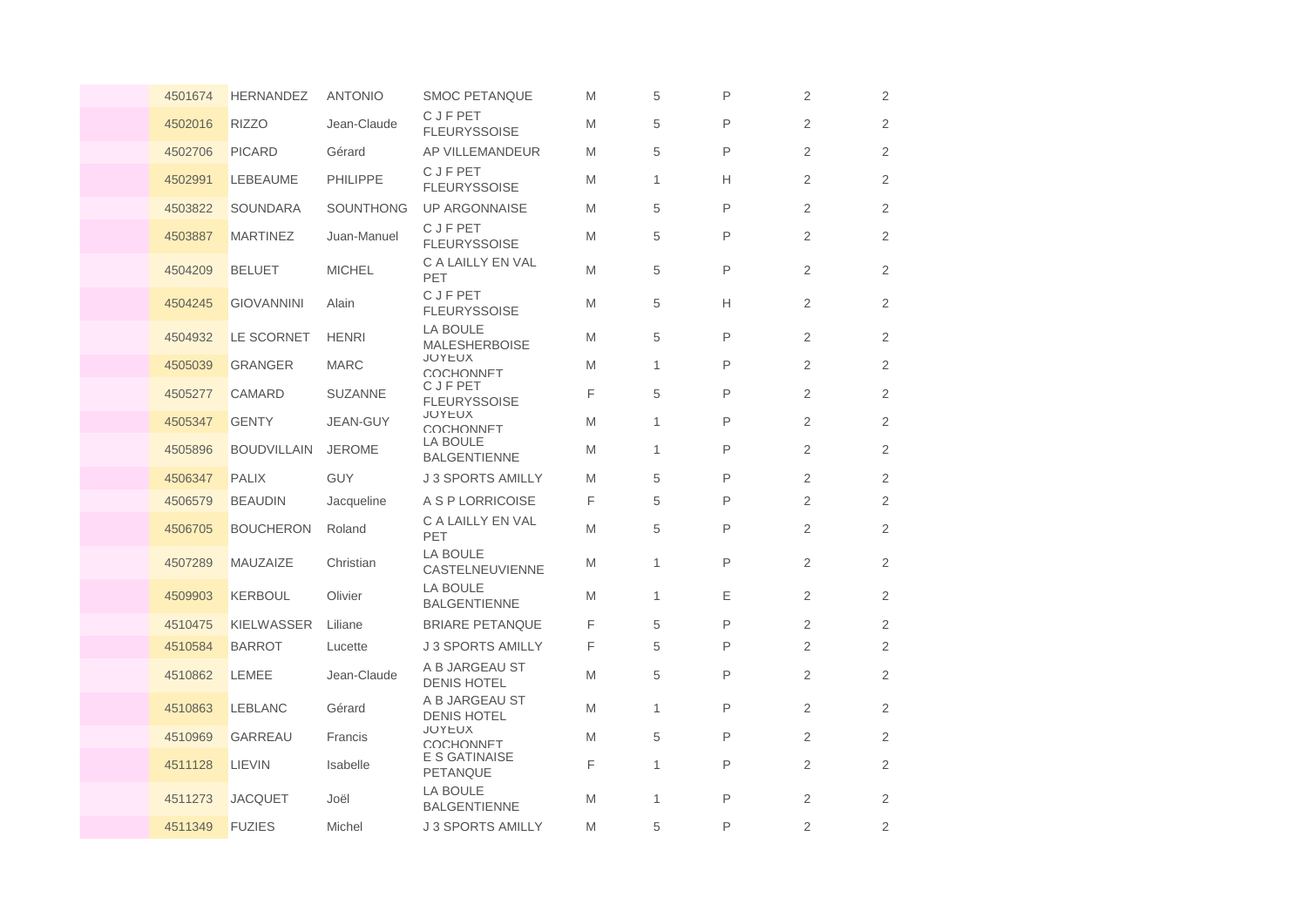|  |  |  |  |  |  |  |  |  |  |
|---|---|---|---|---|---|---|---|---|---|
|  | 4501674 | HERNANDEZ | ANTONIO | SMOC PETANQUE | M | 5 | P | 2 | 2 |
|  | 4502016 | RIZZO | Jean-Claude | C J F PET FLEURYSSOISE | M | 5 | P | 2 | 2 |
|  | 4502706 | PICARD | Gérard | AP VILLEMANDEUR | M | 5 | P | 2 | 2 |
|  | 4502991 | LEBEAUME | PHILIPPE | C J F PET FLEURYSSOISE | M | 1 | H | 2 | 2 |
|  | 4503822 | SOUNDARA | SOUNTHONG | UP ARGONNAISE | M | 5 | P | 2 | 2 |
|  | 4503887 | MARTINEZ | Juan-Manuel | C J F PET FLEURYSSOISE | M | 5 | P | 2 | 2 |
|  | 4504209 | BELUET | MICHEL | C A LAILLY EN VAL PET | M | 5 | P | 2 | 2 |
|  | 4504245 | GIOVANNINI | Alain | C J F PET FLEURYSSOISE | M | 5 | H | 2 | 2 |
|  | 4504932 | LE SCORNET | HENRI | LA BOULE MALESHERBOISE | M | 5 | P | 2 | 2 |
|  | 4505039 | GRANGER | MARC | JOYEUX COCHONNET | M | 1 | P | 2 | 2 |
|  | 4505277 | CAMARD | SUZANNE | C J F PET FLEURYSSOISE | F | 5 | P | 2 | 2 |
|  | 4505347 | GENTY | JEAN-GUY | JOYEUX COCHONNET | M | 1 | P | 2 | 2 |
|  | 4505896 | BOUDVILLAIN | JEROME | LA BOULE BALGENTIENNE | M | 1 | P | 2 | 2 |
|  | 4506347 | PALIX | GUY | J 3 SPORTS AMILLY | M | 5 | P | 2 | 2 |
|  | 4506579 | BEAUDIN | Jacqueline | A S P LORRICOISE | F | 5 | P | 2 | 2 |
|  | 4506705 | BOUCHERON | Roland | C A LAILLY EN VAL PET | M | 5 | P | 2 | 2 |
|  | 4507289 | MAUZAIZE | Christian | LA BOULE CASTELNEUVIENNE | M | 1 | P | 2 | 2 |
|  | 4509903 | KERBOUL | Olivier | LA BOULE BALGENTIENNE | M | 1 | E | 2 | 2 |
|  | 4510475 | KIELWASSER | Liliane | BRIARE PETANQUE | F | 5 | P | 2 | 2 |
|  | 4510584 | BARROT | Lucette | J 3 SPORTS AMILLY | F | 5 | P | 2 | 2 |
|  | 4510862 | LEMEE | Jean-Claude | A B JARGEAU ST DENIS HOTEL | M | 5 | P | 2 | 2 |
|  | 4510863 | LEBLANC | Gérard | A B JARGEAU ST DENIS HOTEL | M | 1 | P | 2 | 2 |
|  | 4510969 | GARREAU | Francis | JOYEUX COCHONNET | M | 5 | P | 2 | 2 |
|  | 4511128 | LIEVIN | Isabelle | E S GATINAISE PETANQUE | F | 1 | P | 2 | 2 |
|  | 4511273 | JACQUET | Joël | LA BOULE BALGENTIENNE | M | 1 | P | 2 | 2 |
|  | 4511349 | FUZIES | Michel | J 3 SPORTS AMILLY | M | 5 | P | 2 | 2 |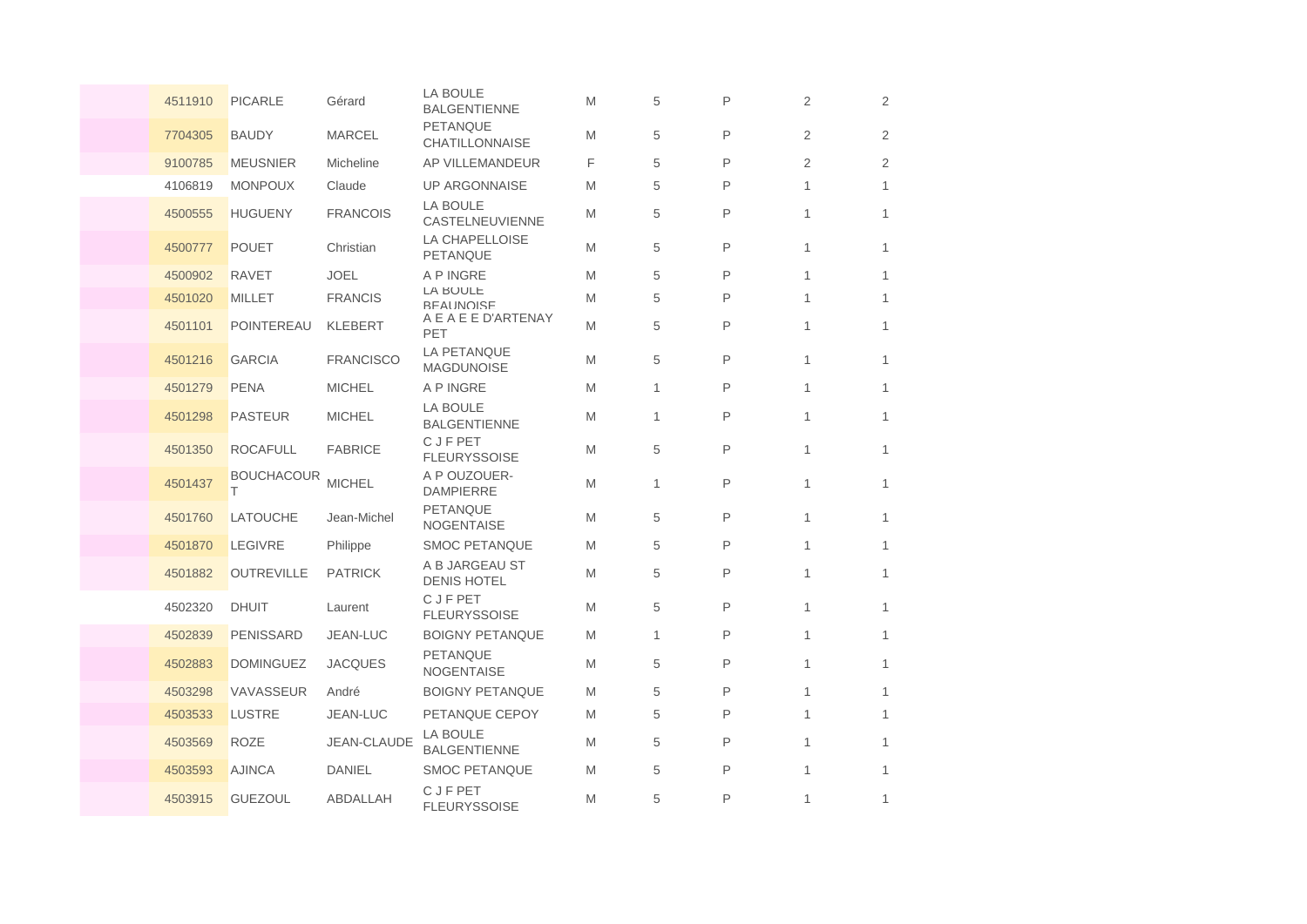| | | | | | | | | |
|---|---|---|---|---|---|---|---|---|
| 4511910 | PICARLE | Gérard | LA BOULE BALGENTIENNE | M | 5 | P | 2 | 2 |
| 7704305 | BAUDY | MARCEL | PETANQUE CHATILLONNAISE | M | 5 | P | 2 | 2 |
| 9100785 | MEUSNIER | Micheline | AP VILLEMANDEUR | F | 5 | P | 2 | 2 |
| 4106819 | MONPOUX | Claude | UP ARGONNAISE | M | 5 | P | 1 | 1 |
| 4500555 | HUGUENY | FRANCOIS | LA BOULE CASTELNEUVIENNE | M | 5 | P | 1 | 1 |
| 4500777 | POUET | Christian | LA CHAPELLOISE PETANQUE | M | 5 | P | 1 | 1 |
| 4500902 | RAVET | JOEL | A P INGRE | M | 5 | P | 1 | 1 |
| 4501020 | MILLET | FRANCIS | LA BOULE BEAUNOISE | M | 5 | P | 1 | 1 |
| 4501101 | POINTEREAU | KLEBERT | A E A E E D'ARTENAY PET | M | 5 | P | 1 | 1 |
| 4501216 | GARCIA | FRANCISCO | LA PETANQUE MAGDUNOISE | M | 5 | P | 1 | 1 |
| 4501279 | PENA | MICHEL | A P INGRE | M | 1 | P | 1 | 1 |
| 4501298 | PASTEUR | MICHEL | LA BOULE BALGENTIENNE | M | 1 | P | 1 | 1 |
| 4501350 | ROCAFULL | FABRICE | C J F PET FLEURYSSOISE | M | 5 | P | 1 | 1 |
| 4501437 | BOUCHACOURT | MICHEL | A P OUZOUER-DAMPIERRE | M | 1 | P | 1 | 1 |
| 4501760 | LATOUCHE | Jean-Michel | PETANQUE NOGENTAISE | M | 5 | P | 1 | 1 |
| 4501870 | LEGIVRE | Philippe | SMOC PETANQUE | M | 5 | P | 1 | 1 |
| 4501882 | OUTREVILLE | PATRICK | A B JARGEAU ST DENIS HOTEL | M | 5 | P | 1 | 1 |
| 4502320 | DHUIT | Laurent | C J F PET FLEURYSSOISE | M | 5 | P | 1 | 1 |
| 4502839 | PENISSARD | JEAN-LUC | BOIGNY PETANQUE | M | 1 | P | 1 | 1 |
| 4502883 | DOMINGUEZ | JACQUES | PETANQUE NOGENTAISE | M | 5 | P | 1 | 1 |
| 4503298 | VAVASSEUR | André | BOIGNY PETANQUE | M | 5 | P | 1 | 1 |
| 4503533 | LUSTRE | JEAN-LUC | PETANQUE CEPOY | M | 5 | P | 1 | 1 |
| 4503569 | ROZE | JEAN-CLAUDE | LA BOULE BALGENTIENNE | M | 5 | P | 1 | 1 |
| 4503593 | AJINCA | DANIEL | SMOC PETANQUE | M | 5 | P | 1 | 1 |
| 4503915 | GUEZOUL | ABDALLAH | C J F PET FLEURYSSOISE | M | 5 | P | 1 | 1 |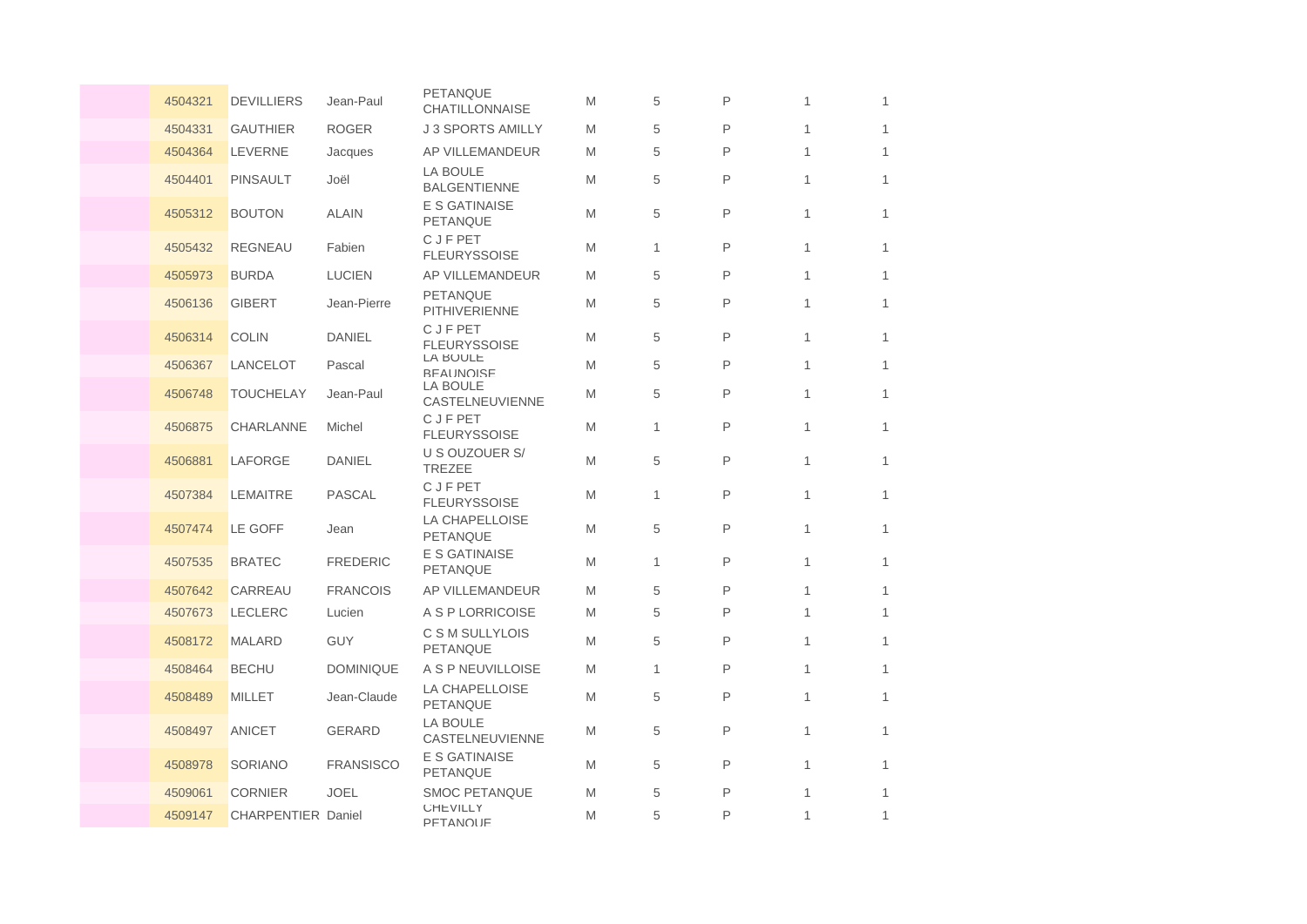|  |  |  |  |  |  |  |  |  |
|---|---|---|---|---|---|---|---|---|
| 4504321 | DEVILLIERS | Jean-Paul | PETANQUE CHATILLONNAISE | M | 5 | P | 1 | 1 |
| 4504331 | GAUTHIER | ROGER | J 3 SPORTS AMILLY | M | 5 | P | 1 | 1 |
| 4504364 | LEVERNE | Jacques | AP VILLEMANDEUR | M | 5 | P | 1 | 1 |
| 4504401 | PINSAULT | Joël | LA BOULE BALGENTIENNE | M | 5 | P | 1 | 1 |
| 4505312 | BOUTON | ALAIN | E S GATINAISE PETANQUE | M | 5 | P | 1 | 1 |
| 4505432 | REGNEAU | Fabien | C J F PET FLEURYSSOISE | M | 1 | P | 1 | 1 |
| 4505973 | BURDA | LUCIEN | AP VILLEMANDEUR | M | 5 | P | 1 | 1 |
| 4506136 | GIBERT | Jean-Pierre | PETANQUE PITHIVERIENNE | M | 5 | P | 1 | 1 |
| 4506314 | COLIN | DANIEL | C J F PET FLEURYSSOISE | M | 5 | P | 1 | 1 |
| 4506367 | LANCELOT | Pascal | LA BOULE BEAUNOISE | M | 5 | P | 1 | 1 |
| 4506748 | TOUCHELAY | Jean-Paul | LA BOULE CASTELNEUVIENNE | M | 5 | P | 1 | 1 |
| 4506875 | CHARLANNE | Michel | C J F PET FLEURYSSOISE | M | 1 | P | 1 | 1 |
| 4506881 | LAFORGE | DANIEL | U S OUZOUER S/ TREZEE | M | 5 | P | 1 | 1 |
| 4507384 | LEMAITRE | PASCAL | C J F PET FLEURYSSOISE | M | 1 | P | 1 | 1 |
| 4507474 | LE GOFF | Jean | LA CHAPELLOISE PETANQUE | M | 5 | P | 1 | 1 |
| 4507535 | BRATEC | FREDERIC | E S GATINAISE PETANQUE | M | 1 | P | 1 | 1 |
| 4507642 | CARREAU | FRANCOIS | AP VILLEMANDEUR | M | 5 | P | 1 | 1 |
| 4507673 | LECLERC | Lucien | A S P LORRICOISE | M | 5 | P | 1 | 1 |
| 4508172 | MALARD | GUY | C S M SULLYLOIS PETANQUE | M | 5 | P | 1 | 1 |
| 4508464 | BECHU | DOMINIQUE | A S P NEUVILLOISE | M | 1 | P | 1 | 1 |
| 4508489 | MILLET | Jean-Claude | LA CHAPELLOISE PETANQUE | M | 5 | P | 1 | 1 |
| 4508497 | ANICET | GERARD | LA BOULE CASTELNEUVIENNE | M | 5 | P | 1 | 1 |
| 4508978 | SORIANO | FRANSISCO | E S GATINAISE PETANQUE | M | 5 | P | 1 | 1 |
| 4509061 | CORNIER | JOEL | SMOC PETANQUE | M | 5 | P | 1 | 1 |
| 4509147 | CHARPENTIER | Daniel | CHEVILLY PETANQUE | M | 5 | P | 1 | 1 |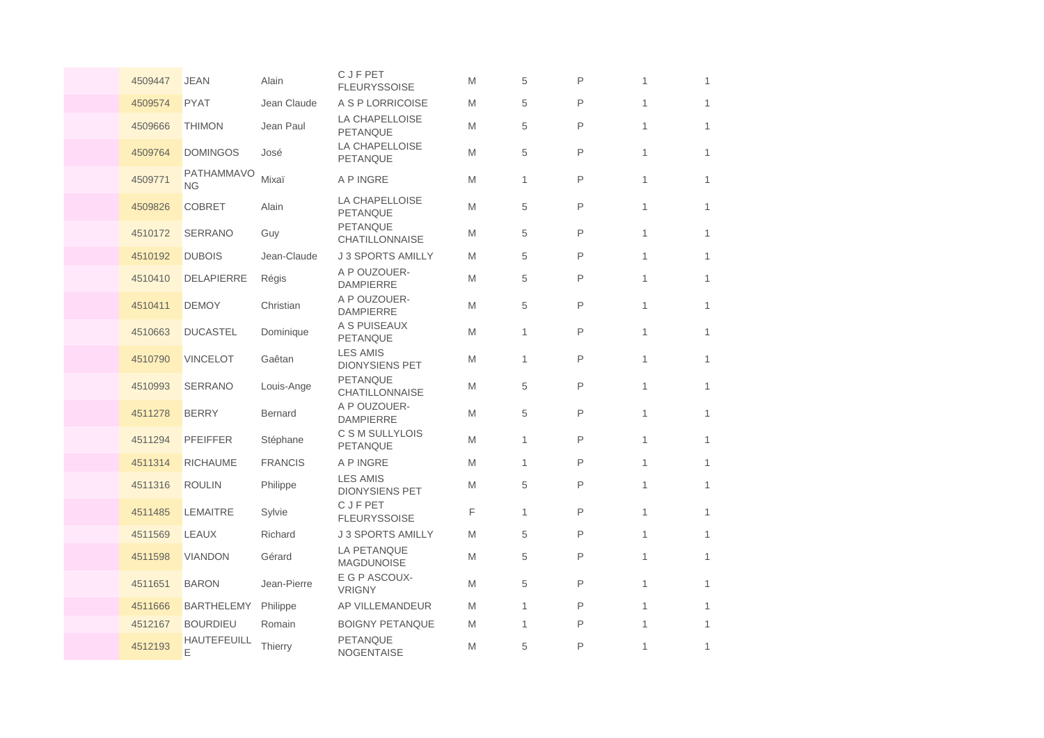| | | | | | | | | | |
|---|---|---|---|---|---|---|---|---|---|
| | 4509447 | JEAN | Alain | C J F PET FLEURYSSOISE | M | 5 | P | 1 | 1 |
| | 4509574 | PYAT | Jean Claude | A S P LORRICOISE | M | 5 | P | 1 | 1 |
| | 4509666 | THIMON | Jean Paul | LA CHAPELLOISE PETANQUE | M | 5 | P | 1 | 1 |
| | 4509764 | DOMINGOS | José | LA CHAPELLOISE PETANQUE | M | 5 | P | 1 | 1 |
| | 4509771 | PATHAMMAVONG | Mixaï | A P INGRE | M | 1 | P | 1 | 1 |
| | 4509826 | COBRET | Alain | LA CHAPELLOISE PETANQUE | M | 5 | P | 1 | 1 |
| | 4510172 | SERRANO | Guy | PETANQUE CHATILLONNAISE | M | 5 | P | 1 | 1 |
| | 4510192 | DUBOIS | Jean-Claude | J 3 SPORTS AMILLY | M | 5 | P | 1 | 1 |
| | 4510410 | DELAPIERRE | Régis | A P OUZOUER-DAMPIERRE | M | 5 | P | 1 | 1 |
| | 4510411 | DEMOY | Christian | A P OUZOUER-DAMPIERRE | M | 5 | P | 1 | 1 |
| | 4510663 | DUCASTEL | Dominique | A S PUISEAUX PETANQUE | M | 1 | P | 1 | 1 |
| | 4510790 | VINCELOT | Gaêtan | LES AMIS DIONYSIENS PET | M | 1 | P | 1 | 1 |
| | 4510993 | SERRANO | Louis-Ange | PETANQUE CHATILLONNAISE | M | 5 | P | 1 | 1 |
| | 4511278 | BERRY | Bernard | A P OUZOUER-DAMPIERRE | M | 5 | P | 1 | 1 |
| | 4511294 | PFEIFFER | Stéphane | C S M SULLYLOIS PETANQUE | M | 1 | P | 1 | 1 |
| | 4511314 | RICHAUME | FRANCIS | A P INGRE | M | 1 | P | 1 | 1 |
| | 4511316 | ROULIN | Philippe | LES AMIS DIONYSIENS PET | M | 5 | P | 1 | 1 |
| | 4511485 | LEMAITRE | Sylvie | C J F PET FLEURYSSOISE | F | 1 | P | 1 | 1 |
| | 4511569 | LEAUX | Richard | J 3 SPORTS AMILLY | M | 5 | P | 1 | 1 |
| | 4511598 | VIANDON | Gérard | LA PETANQUE MAGDUNOISE | M | 5 | P | 1 | 1 |
| | 4511651 | BARON | Jean-Pierre | E G P ASCOUX-VRIGNY | M | 5 | P | 1 | 1 |
| | 4511666 | BARTHELEMY | Philippe | AP VILLEMANDEUR | M | 1 | P | 1 | 1 |
| | 4512167 | BOURDIEU | Romain | BOIGNY PETANQUE | M | 1 | P | 1 | 1 |
| | 4512193 | HAUTEFEUILLE | Thierry | PETANQUE NOGENTAISE | M | 5 | P | 1 | 1 |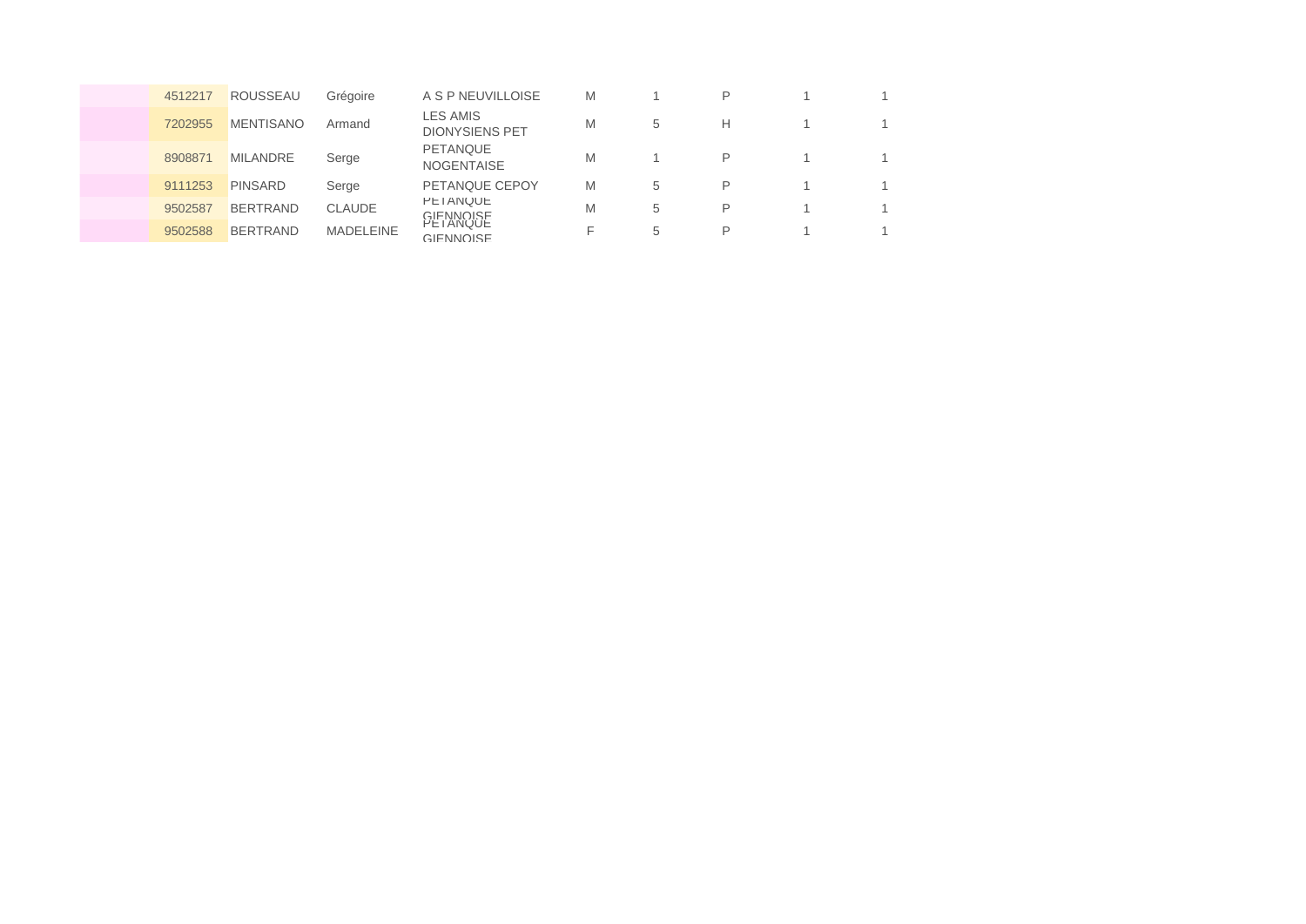| | | | | | | | | | |
|---|---|---|---|---|---|---|---|---|---|
| | 4512217 | ROUSSEAU | Grégoire | A S P NEUVILLOISE | M | 1 | P | 1 | 1 |
| | 7202955 | MENTISANO | Armand | LES AMIS DIONYSIENS PET | M | 5 | H | 1 | 1 |
| | 8908871 | MILANDRE | Serge | PETANQUE NOGENTAISE | M | 1 | P | 1 | 1 |
| | 9111253 | PINSARD | Serge | PETANQUE CEPOY | M | 5 | P | 1 | 1 |
| | 9502587 | BERTRAND | CLAUDE | PETANQUE GIENNOISE | M | 5 | P | 1 | 1 |
| | 9502588 | BERTRAND | MADELEINE | PETANQUE GIENNOISE | F | 5 | P | 1 | 1 |